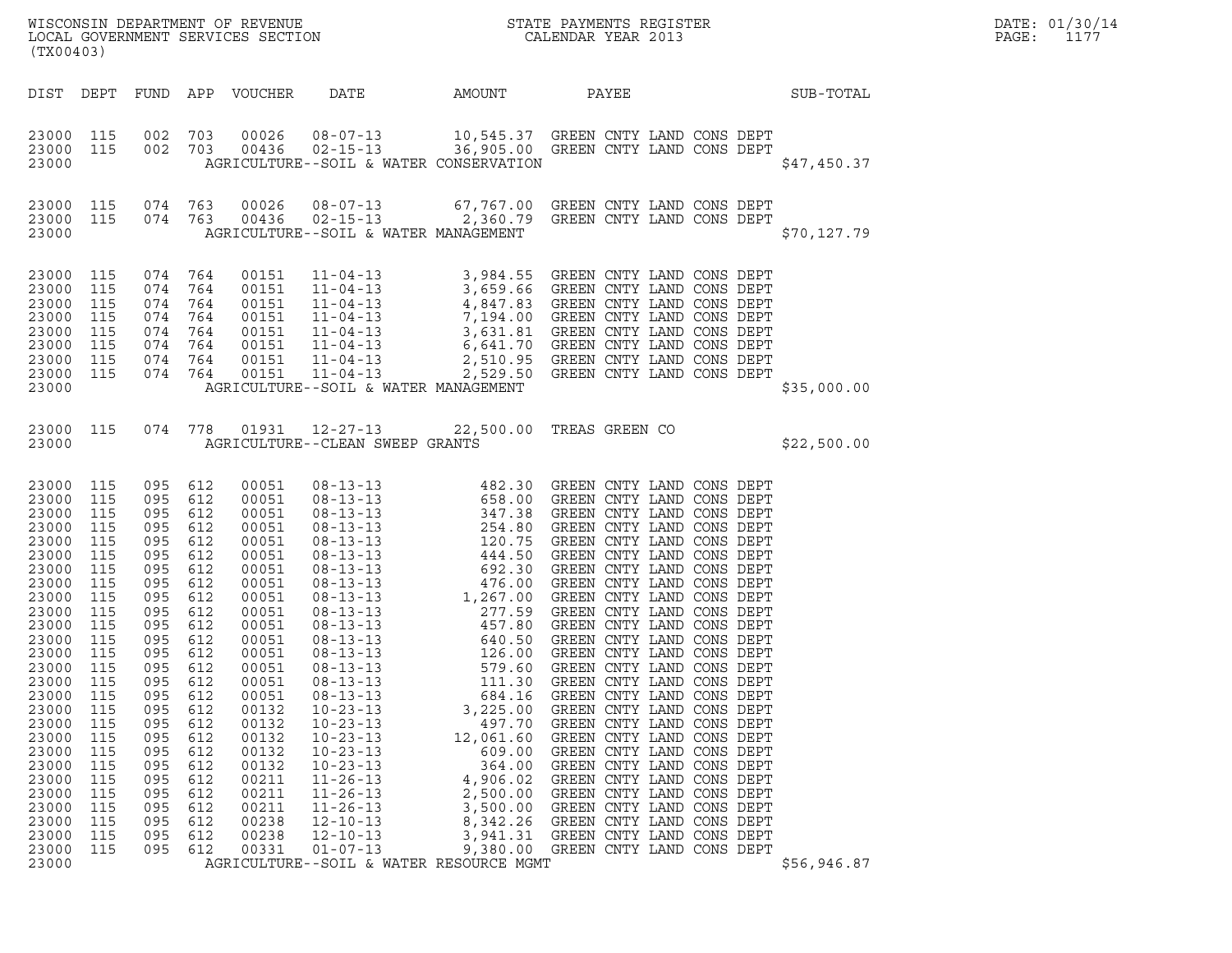WISCONSIN DEPARTMENT OF REVENUE
LOCAL GOVERNMENT SERVICES SECTION
(TX00403)

STATE PAYMENTS REGISTER
CALENDAR YEAR 2013

DATE: 01/30/14
PAGE: 1177

| DIST | DEPT | FUND | APP | VOUCHER | DATE | AMOUNT | PAYEE | SUB-TOTAL |
|---|---|---|---|---|---|---|---|---|
| 23000 | 115 | 002 | 703 | 00026 | 08-07-13 | 10,545.37 | GREEN CNTY LAND CONS DEPT | |
| 23000 | 115 | 002 | 703 | 00436 | 02-15-13 | 36,905.00 | GREEN CNTY LAND CONS DEPT | |
| 23000 | | | | | AGRICULTURE--SOIL & WATER CONSERVATION | | | $47,450.37 |
| 23000 | 115 | 074 | 763 | 00026 | 08-07-13 | 67,767.00 | GREEN CNTY LAND CONS DEPT | |
| 23000 | 115 | 074 | 763 | 00436 | 02-15-13 | 2,360.79 | GREEN CNTY LAND CONS DEPT | |
| 23000 | | | | | AGRICULTURE--SOIL & WATER MANAGEMENT | | | $70,127.79 |
| 23000 | 115 | 074 | 764 | 00151 | 11-04-13 | 3,984.55 | GREEN CNTY LAND CONS DEPT | |
| 23000 | 115 | 074 | 764 | 00151 | 11-04-13 | 3,659.66 | GREEN CNTY LAND CONS DEPT | |
| 23000 | 115 | 074 | 764 | 00151 | 11-04-13 | 4,847.83 | GREEN CNTY LAND CONS DEPT | |
| 23000 | 115 | 074 | 764 | 00151 | 11-04-13 | 7,194.00 | GREEN CNTY LAND CONS DEPT | |
| 23000 | 115 | 074 | 764 | 00151 | 11-04-13 | 3,631.81 | GREEN CNTY LAND CONS DEPT | |
| 23000 | 115 | 074 | 764 | 00151 | 11-04-13 | 6,641.70 | GREEN CNTY LAND CONS DEPT | |
| 23000 | 115 | 074 | 764 | 00151 | 11-04-13 | 2,510.95 | GREEN CNTY LAND CONS DEPT | |
| 23000 | 115 | 074 | 764 | 00151 | 11-04-13 | 2,529.50 | GREEN CNTY LAND CONS DEPT | |
| 23000 | | | | | AGRICULTURE--SOIL & WATER MANAGEMENT | | | $35,000.00 |
| 23000 | 115 | 074 | 778 | 01931 | 12-27-13 | 22,500.00 | TREAS GREEN CO | |
| 23000 | | | | | AGRICULTURE--CLEAN SWEEP GRANTS | | | $22,500.00 |
| 23000 | 115 | 095 | 612 | 00051 | 08-13-13 | 482.30 | GREEN CNTY LAND CONS DEPT | |
| 23000 | 115 | 095 | 612 | 00051 | 08-13-13 | 658.00 | GREEN CNTY LAND CONS DEPT | |
| 23000 | 115 | 095 | 612 | 00051 | 08-13-13 | 347.38 | GREEN CNTY LAND CONS DEPT | |
| 23000 | 115 | 095 | 612 | 00051 | 08-13-13 | 254.80 | GREEN CNTY LAND CONS DEPT | |
| 23000 | 115 | 095 | 612 | 00051 | 08-13-13 | 120.75 | GREEN CNTY LAND CONS DEPT | |
| 23000 | 115 | 095 | 612 | 00051 | 08-13-13 | 444.50 | GREEN CNTY LAND CONS DEPT | |
| 23000 | 115 | 095 | 612 | 00051 | 08-13-13 | 692.30 | GREEN CNTY LAND CONS DEPT | |
| 23000 | 115 | 095 | 612 | 00051 | 08-13-13 | 476.00 | GREEN CNTY LAND CONS DEPT | |
| 23000 | 115 | 095 | 612 | 00051 | 08-13-13 | 1,267.00 | GREEN CNTY LAND CONS DEPT | |
| 23000 | 115 | 095 | 612 | 00051 | 08-13-13 | 277.59 | GREEN CNTY LAND CONS DEPT | |
| 23000 | 115 | 095 | 612 | 00051 | 08-13-13 | 457.80 | GREEN CNTY LAND CONS DEPT | |
| 23000 | 115 | 095 | 612 | 00051 | 08-13-13 | 640.50 | GREEN CNTY LAND CONS DEPT | |
| 23000 | 115 | 095 | 612 | 00051 | 08-13-13 | 126.00 | GREEN CNTY LAND CONS DEPT | |
| 23000 | 115 | 095 | 612 | 00051 | 08-13-13 | 579.60 | GREEN CNTY LAND CONS DEPT | |
| 23000 | 115 | 095 | 612 | 00051 | 08-13-13 | 111.30 | GREEN CNTY LAND CONS DEPT | |
| 23000 | 115 | 095 | 612 | 00051 | 08-13-13 | 684.16 | GREEN CNTY LAND CONS DEPT | |
| 23000 | 115 | 095 | 612 | 00132 | 10-23-13 | 3,225.00 | GREEN CNTY LAND CONS DEPT | |
| 23000 | 115 | 095 | 612 | 00132 | 10-23-13 | 497.70 | GREEN CNTY LAND CONS DEPT | |
| 23000 | 115 | 095 | 612 | 00132 | 10-23-13 | 12,061.60 | GREEN CNTY LAND CONS DEPT | |
| 23000 | 115 | 095 | 612 | 00132 | 10-23-13 | 609.00 | GREEN CNTY LAND CONS DEPT | |
| 23000 | 115 | 095 | 612 | 00132 | 10-23-13 | 364.00 | GREEN CNTY LAND CONS DEPT | |
| 23000 | 115 | 095 | 612 | 00211 | 11-26-13 | 4,906.02 | GREEN CNTY LAND CONS DEPT | |
| 23000 | 115 | 095 | 612 | 00211 | 11-26-13 | 2,500.00 | GREEN CNTY LAND CONS DEPT | |
| 23000 | 115 | 095 | 612 | 00211 | 11-26-13 | 3,500.00 | GREEN CNTY LAND CONS DEPT | |
| 23000 | 115 | 095 | 612 | 00238 | 12-10-13 | 8,342.26 | GREEN CNTY LAND CONS DEPT | |
| 23000 | 115 | 095 | 612 | 00238 | 12-10-13 | 3,941.31 | GREEN CNTY LAND CONS DEPT | |
| 23000 | 115 | 095 | 612 | 00331 | 01-07-13 | 9,380.00 | GREEN CNTY LAND CONS DEPT | |
| 23000 | | | | | AGRICULTURE--SOIL & WATER RESOURCE MGMT | | | $56,946.87 |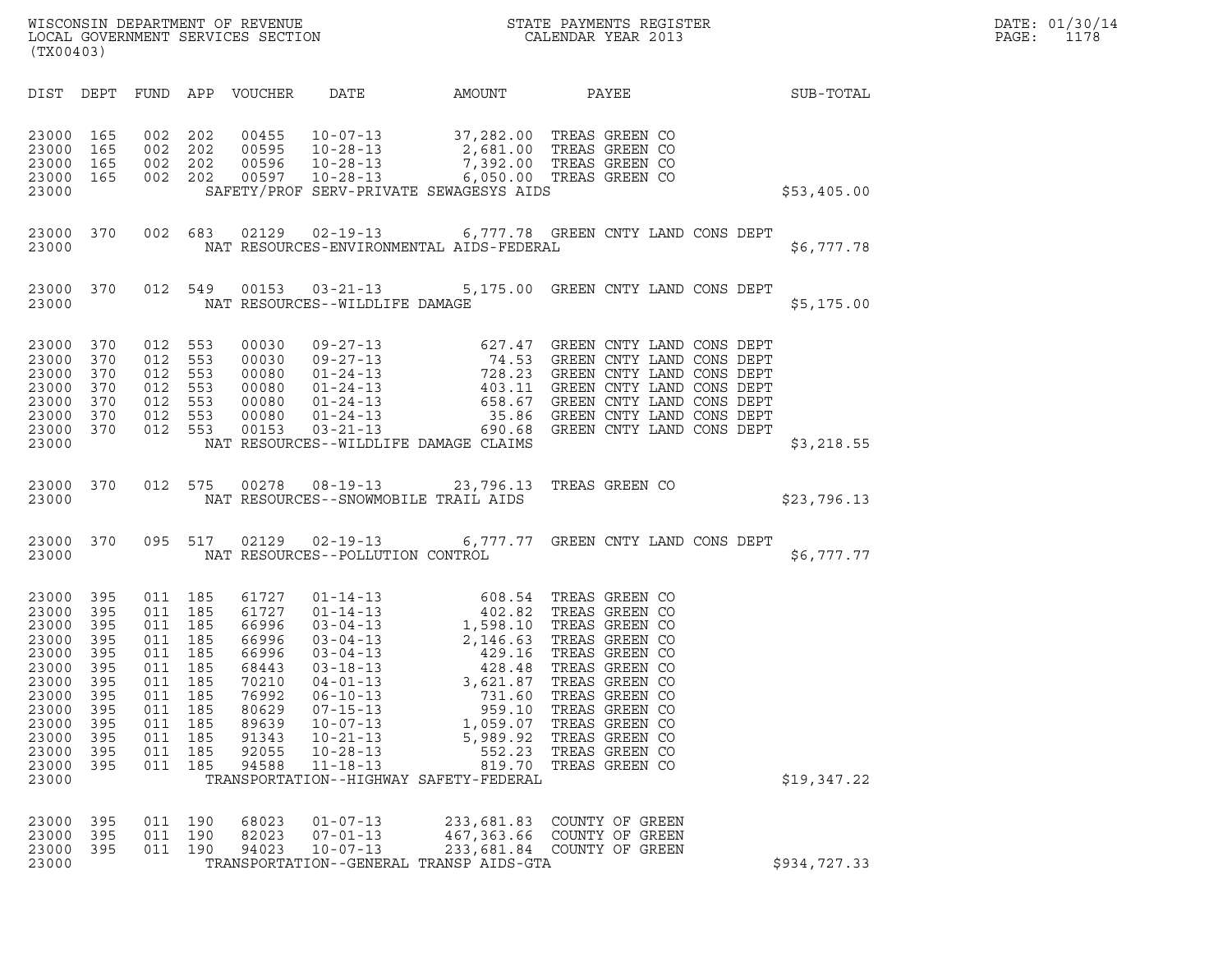WISCONSIN DEPARTMENT OF REVENUE
LOCAL GOVERNMENT SERVICES SECTION
(TX00403)

STATE PAYMENTS REGISTER
CALENDAR YEAR 2013

DATE: 01/30/14
PAGE: 1178

| DIST | DEPT | FUND | APP | VOUCHER | DATE | AMOUNT | PAYEE | SUB-TOTAL |
|---|---|---|---|---|---|---|---|---|
| 23000 | 165 | 002 | 202 | 00455 | 10-07-13 | 37,282.00 | TREAS GREEN CO | |
| 23000 | 165 | 002 | 202 | 00595 | 10-28-13 | 2,681.00 | TREAS GREEN CO | |
| 23000 | 165 | 002 | 202 | 00596 | 10-28-13 | 7,392.00 | TREAS GREEN CO | |
| 23000 | 165 | 002 | 202 | 00597 | 10-28-13 | 6,050.00 | TREAS GREEN CO | |
| 23000 | | | | SAFETY/PROF SERV-PRIVATE SEWAGESYS AIDS | | | | $53,405.00 |
| 23000 | 370 | 002 | 683 | 02129 | 02-19-13 | 6,777.78 | GREEN CNTY LAND CONS DEPT | |
| 23000 | | | | NAT RESOURCES-ENVIRONMENTAL AIDS-FEDERAL | | | | $6,777.78 |
| 23000 | 370 | 012 | 549 | 00153 | 03-21-13 | 5,175.00 | GREEN CNTY LAND CONS DEPT | |
| 23000 | | | | NAT RESOURCES--WILDLIFE DAMAGE | | | | $5,175.00 |
| 23000 | 370 | 012 | 553 | 00030 | 09-27-13 | 627.47 | GREEN CNTY LAND CONS DEPT | |
| 23000 | 370 | 012 | 553 | 00030 | 09-27-13 | 74.53 | GREEN CNTY LAND CONS DEPT | |
| 23000 | 370 | 012 | 553 | 00080 | 01-24-13 | 728.23 | GREEN CNTY LAND CONS DEPT | |
| 23000 | 370 | 012 | 553 | 00080 | 01-24-13 | 403.11 | GREEN CNTY LAND CONS DEPT | |
| 23000 | 370 | 012 | 553 | 00080 | 01-24-13 | 658.67 | GREEN CNTY LAND CONS DEPT | |
| 23000 | 370 | 012 | 553 | 00080 | 01-24-13 | 35.86 | GREEN CNTY LAND CONS DEPT | |
| 23000 | 370 | 012 | 553 | 00153 | 03-21-13 | 690.68 | GREEN CNTY LAND CONS DEPT | |
| 23000 | | | | NAT RESOURCES--WILDLIFE DAMAGE CLAIMS | | | | $3,218.55 |
| 23000 | 370 | 012 | 575 | 00278 | 08-19-13 | 23,796.13 | TREAS GREEN CO | |
| 23000 | | | | NAT RESOURCES--SNOWMOBILE TRAIL AIDS | | | | $23,796.13 |
| 23000 | 370 | 095 | 517 | 02129 | 02-19-13 | 6,777.77 | GREEN CNTY LAND CONS DEPT | |
| 23000 | | | | NAT RESOURCES--POLLUTION CONTROL | | | | $6,777.77 |
| 23000 | 395 | 011 | 185 | 61727 | 01-14-13 | 608.54 | TREAS GREEN CO | |
| 23000 | 395 | 011 | 185 | 61727 | 01-14-13 | 402.82 | TREAS GREEN CO | |
| 23000 | 395 | 011 | 185 | 66996 | 03-04-13 | 1,598.10 | TREAS GREEN CO | |
| 23000 | 395 | 011 | 185 | 66996 | 03-04-13 | 2,146.63 | TREAS GREEN CO | |
| 23000 | 395 | 011 | 185 | 66996 | 03-04-13 | 429.16 | TREAS GREEN CO | |
| 23000 | 395 | 011 | 185 | 68443 | 03-18-13 | 428.48 | TREAS GREEN CO | |
| 23000 | 395 | 011 | 185 | 70210 | 04-01-13 | 3,621.87 | TREAS GREEN CO | |
| 23000 | 395 | 011 | 185 | 76992 | 06-10-13 | 731.60 | TREAS GREEN CO | |
| 23000 | 395 | 011 | 185 | 80629 | 07-15-13 | 959.10 | TREAS GREEN CO | |
| 23000 | 395 | 011 | 185 | 89639 | 10-07-13 | 1,059.07 | TREAS GREEN CO | |
| 23000 | 395 | 011 | 185 | 91343 | 10-21-13 | 5,989.92 | TREAS GREEN CO | |
| 23000 | 395 | 011 | 185 | 92055 | 10-28-13 | 552.23 | TREAS GREEN CO | |
| 23000 | 395 | 011 | 185 | 94588 | 11-18-13 | 819.70 | TREAS GREEN CO | |
| 23000 | | | | TRANSPORTATION--HIGHWAY SAFETY-FEDERAL | | | | $19,347.22 |
| 23000 | 395 | 011 | 190 | 68023 | 01-07-13 | 233,681.83 | COUNTY OF GREEN | |
| 23000 | 395 | 011 | 190 | 82023 | 07-01-13 | 467,363.66 | COUNTY OF GREEN | |
| 23000 | 395 | 011 | 190 | 94023 | 10-07-13 | 233,681.84 | COUNTY OF GREEN | |
| 23000 | | | | TRANSPORTATION--GENERAL TRANSP AIDS-GTA | | | | $934,727.33 |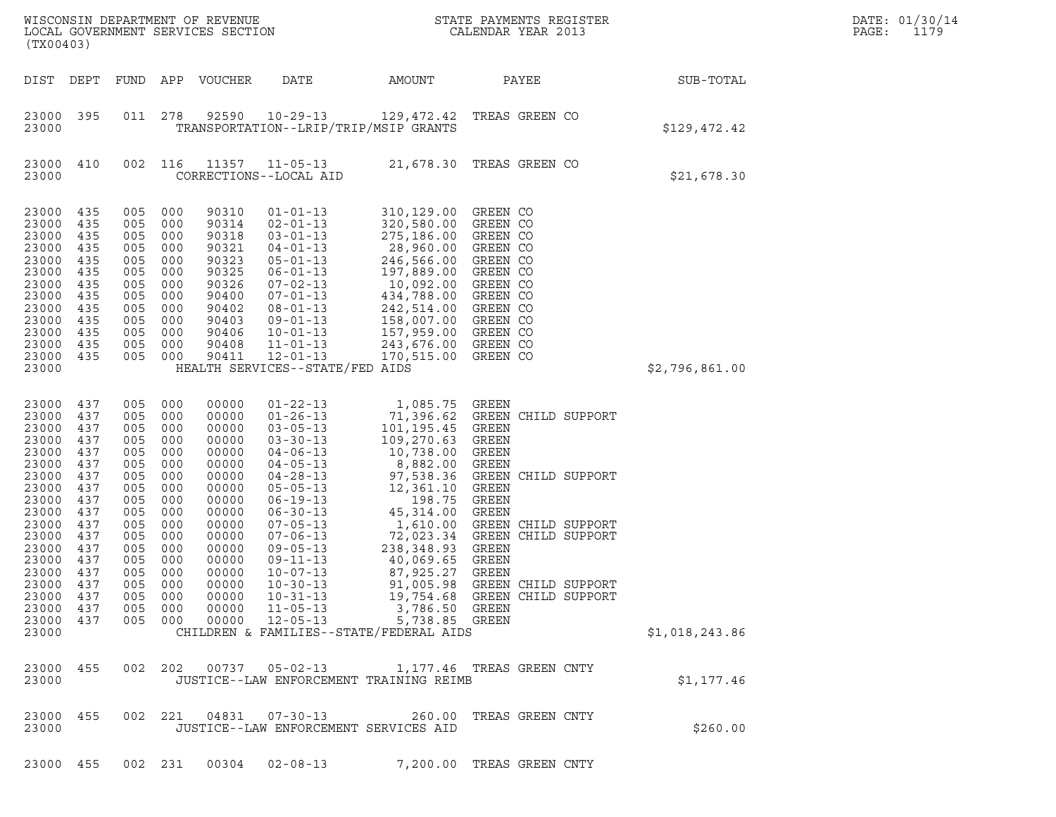WISCONSIN DEPARTMENT OF REVENUE
LOCAL GOVERNMENT SERVICES SECTION
(TX00403)

STATE PAYMENTS REGISTER
CALENDAR YEAR 2013

DATE: 01/30/14
PAGE: 1179

| DIST | DEPT | FUND | APP | VOUCHER | DATE | AMOUNT | PAYEE | SUB-TOTAL |
|---|---|---|---|---|---|---|---|---|
| 23000 | 395 | 011 | 278 | 92590 | 10-29-13 | 129,472.42 | TREAS GREEN CO | |
| 23000 | | | | TRANSPORTATION--LRIP/TRIP/MSIP GRANTS | | | | $129,472.42 |
| 23000 | 410 | 002 | 116 | 11357 | 11-05-13 | 21,678.30 | TREAS GREEN CO | |
| 23000 | | | | CORRECTIONS--LOCAL AID | | | | $21,678.30 |
| 23000 | 435 | 005 | 000 | 90310 | 01-01-13 | 310,129.00 | GREEN CO | |
| 23000 | 435 | 005 | 000 | 90314 | 02-01-13 | 320,580.00 | GREEN CO | |
| 23000 | 435 | 005 | 000 | 90318 | 03-01-13 | 275,186.00 | GREEN CO | |
| 23000 | 435 | 005 | 000 | 90321 | 04-01-13 | 28,960.00 | GREEN CO | |
| 23000 | 435 | 005 | 000 | 90323 | 05-01-13 | 246,566.00 | GREEN CO | |
| 23000 | 435 | 005 | 000 | 90325 | 06-01-13 | 197,889.00 | GREEN CO | |
| 23000 | 435 | 005 | 000 | 90326 | 07-02-13 | 10,092.00 | GREEN CO | |
| 23000 | 435 | 005 | 000 | 90400 | 07-01-13 | 434,788.00 | GREEN CO | |
| 23000 | 435 | 005 | 000 | 90402 | 08-01-13 | 242,514.00 | GREEN CO | |
| 23000 | 435 | 005 | 000 | 90403 | 09-01-13 | 158,007.00 | GREEN CO | |
| 23000 | 435 | 005 | 000 | 90406 | 10-01-13 | 157,959.00 | GREEN CO | |
| 23000 | 435 | 005 | 000 | 90408 | 11-01-13 | 243,676.00 | GREEN CO | |
| 23000 | 435 | 005 | 000 | 90411 | 12-01-13 | 170,515.00 | GREEN CO | |
| 23000 | | | | HEALTH SERVICES--STATE/FED AIDS | | | | $2,796,861.00 |
| 23000 | 437 | 005 | 000 | 00000 | 01-22-13 | 1,085.75 | GREEN | |
| 23000 | 437 | 005 | 000 | 00000 | 01-26-13 | 71,396.62 | GREEN CHILD SUPPORT | |
| 23000 | 437 | 005 | 000 | 00000 | 03-05-13 | 101,195.45 | GREEN | |
| 23000 | 437 | 005 | 000 | 00000 | 03-30-13 | 109,270.63 | GREEN | |
| 23000 | 437 | 005 | 000 | 00000 | 04-06-13 | 10,738.00 | GREEN | |
| 23000 | 437 | 005 | 000 | 00000 | 04-05-13 | 8,882.00 | GREEN | |
| 23000 | 437 | 005 | 000 | 00000 | 04-28-13 | 97,538.36 | GREEN CHILD SUPPORT | |
| 23000 | 437 | 005 | 000 | 00000 | 05-05-13 | 12,361.10 | GREEN | |
| 23000 | 437 | 005 | 000 | 00000 | 06-19-13 | 198.75 | GREEN | |
| 23000 | 437 | 005 | 000 | 00000 | 06-30-13 | 45,314.00 | GREEN | |
| 23000 | 437 | 005 | 000 | 00000 | 07-05-13 | 1,610.00 | GREEN CHILD SUPPORT | |
| 23000 | 437 | 005 | 000 | 00000 | 07-06-13 | 72,023.34 | GREEN CHILD SUPPORT | |
| 23000 | 437 | 005 | 000 | 00000 | 09-05-13 | 238,348.93 | GREEN | |
| 23000 | 437 | 005 | 000 | 00000 | 09-11-13 | 40,069.65 | GREEN | |
| 23000 | 437 | 005 | 000 | 00000 | 10-07-13 | 87,925.27 | GREEN | |
| 23000 | 437 | 005 | 000 | 00000 | 10-30-13 | 91,005.98 | GREEN CHILD SUPPORT | |
| 23000 | 437 | 005 | 000 | 00000 | 10-31-13 | 19,754.68 | GREEN CHILD SUPPORT | |
| 23000 | 437 | 005 | 000 | 00000 | 11-05-13 | 3,786.50 | GREEN | |
| 23000 | 437 | 005 | 000 | 00000 | 12-05-13 | 5,738.85 | GREEN | |
| 23000 | | | | CHILDREN & FAMILIES--STATE/FEDERAL AIDS | | | | $1,018,243.86 |
| 23000 | 455 | 002 | 202 | 00737 | 05-02-13 | 1,177.46 | TREAS GREEN CNTY | |
| 23000 | | | | JUSTICE--LAW ENFORCEMENT TRAINING REIMB | | | | $1,177.46 |
| 23000 | 455 | 002 | 221 | 04831 | 07-30-13 | 260.00 | TREAS GREEN CNTY | |
| 23000 | | | | JUSTICE--LAW ENFORCEMENT SERVICES AID | | | | $260.00 |
| 23000 | 455 | 002 | 231 | 00304 | 02-08-13 | 7,200.00 | TREAS GREEN CNTY | |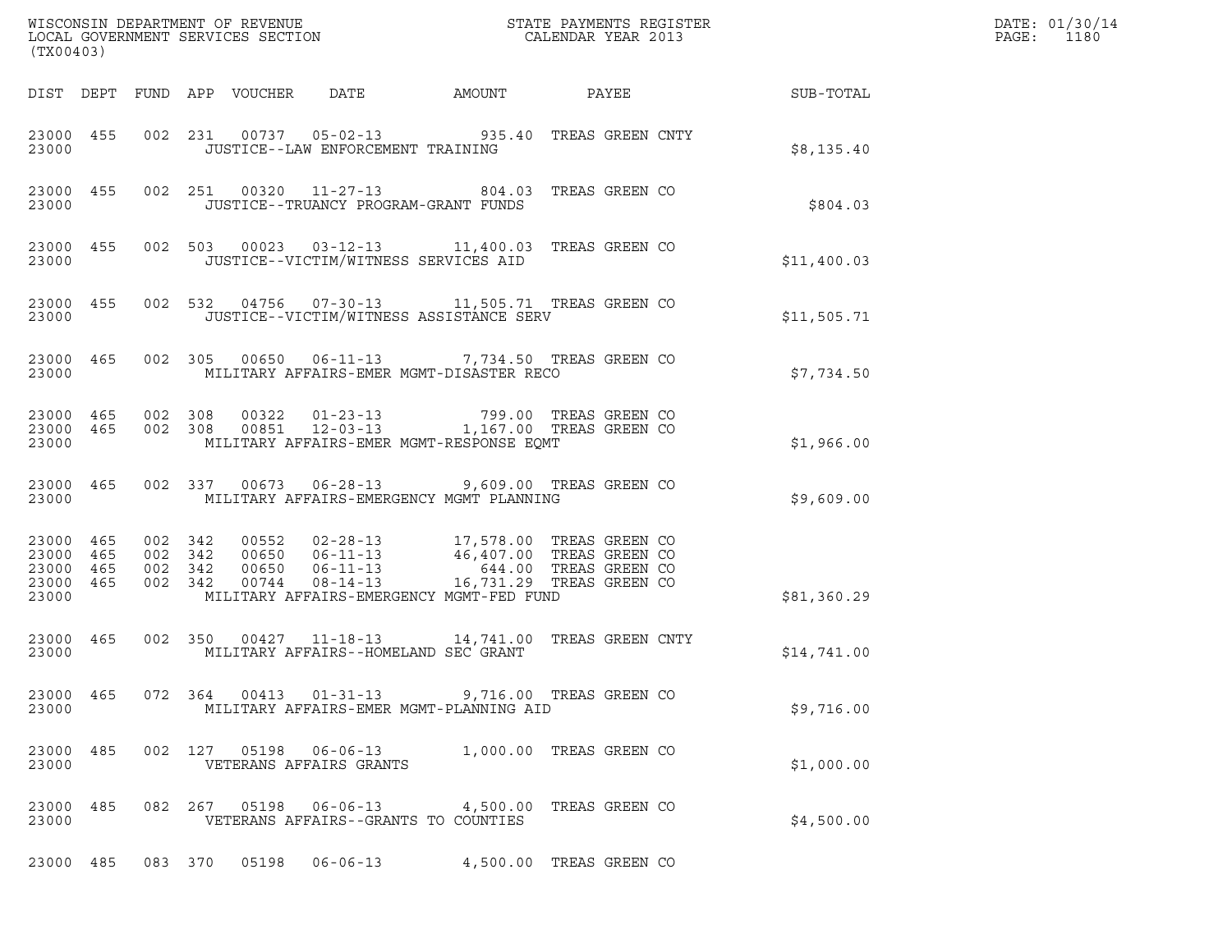WISCONSIN DEPARTMENT OF REVENUE
LOCAL GOVERNMENT SERVICES SECTION
(TX00403)

STATE PAYMENTS REGISTER
CALENDAR YEAR 2013

DATE: 01/30/14
PAGE: 1180

| DIST | DEPT | FUND | APP | VOUCHER | DATE | AMOUNT | PAYEE | SUB-TOTAL |
|---|---|---|---|---|---|---|---|---|
| 23000 | 455 | 002 | 231 | 00737 | 05-02-13 | 935.40 | TREAS GREEN CNTY | |
| 23000 | | | | | JUSTICE--LAW ENFORCEMENT TRAINING | | | $8,135.40 |
| 23000 | 455 | 002 | 251 | 00320 | 11-27-13 | 804.03 | TREAS GREEN CO | |
| 23000 | | | | | JUSTICE--TRUANCY PROGRAM-GRANT FUNDS | | | $804.03 |
| 23000 | 455 | 002 | 503 | 00023 | 03-12-13 | 11,400.03 | TREAS GREEN CO | |
| 23000 | | | | | JUSTICE--VICTIM/WITNESS SERVICES AID | | | $11,400.03 |
| 23000 | 455 | 002 | 532 | 04756 | 07-30-13 | 11,505.71 | TREAS GREEN CO | |
| 23000 | | | | | JUSTICE--VICTIM/WITNESS ASSISTANCE SERV | | | $11,505.71 |
| 23000 | 465 | 002 | 305 | 00650 | 06-11-13 | 7,734.50 | TREAS GREEN CO | |
| 23000 | | | | | MILITARY AFFAIRS-EMER MGMT-DISASTER RECO | | | $7,734.50 |
| 23000 | 465 | 002 | 308 | 00322 | 01-23-13 | 799.00 | TREAS GREEN CO | |
| 23000 | 465 | 002 | 308 | 00851 | 12-03-13 | 1,167.00 | TREAS GREEN CO | |
| 23000 | | | | | MILITARY AFFAIRS-EMER MGMT-RESPONSE EQMT | | | $1,966.00 |
| 23000 | 465 | 002 | 337 | 00673 | 06-28-13 | 9,609.00 | TREAS GREEN CO | |
| 23000 | | | | | MILITARY AFFAIRS-EMERGENCY MGMT PLANNING | | | $9,609.00 |
| 23000 | 465 | 002 | 342 | 00552 | 02-28-13 | 17,578.00 | TREAS GREEN CO | |
| 23000 | 465 | 002 | 342 | 00650 | 06-11-13 | 46,407.00 | TREAS GREEN CO | |
| 23000 | 465 | 002 | 342 | 00650 | 06-11-13 | 644.00 | TREAS GREEN CO | |
| 23000 | 465 | 002 | 342 | 00744 | 08-14-13 | 16,731.29 | TREAS GREEN CO | |
| 23000 | | | | | MILITARY AFFAIRS-EMERGENCY MGMT-FED FUND | | | $81,360.29 |
| 23000 | 465 | 002 | 350 | 00427 | 11-18-13 | 14,741.00 | TREAS GREEN CNTY | |
| 23000 | | | | | MILITARY AFFAIRS--HOMELAND SEC GRANT | | | $14,741.00 |
| 23000 | 465 | 072 | 364 | 00413 | 01-31-13 | 9,716.00 | TREAS GREEN CO | |
| 23000 | | | | | MILITARY AFFAIRS-EMER MGMT-PLANNING AID | | | $9,716.00 |
| 23000 | 485 | 002 | 127 | 05198 | 06-06-13 | 1,000.00 | TREAS GREEN CO | |
| 23000 | | | | | VETERANS AFFAIRS GRANTS | | | $1,000.00 |
| 23000 | 485 | 082 | 267 | 05198 | 06-06-13 | 4,500.00 | TREAS GREEN CO | |
| 23000 | | | | | VETERANS AFFAIRS--GRANTS TO COUNTIES | | | $4,500.00 |
| 23000 | 485 | 083 | 370 | 05198 | 06-06-13 | 4,500.00 | TREAS GREEN CO | |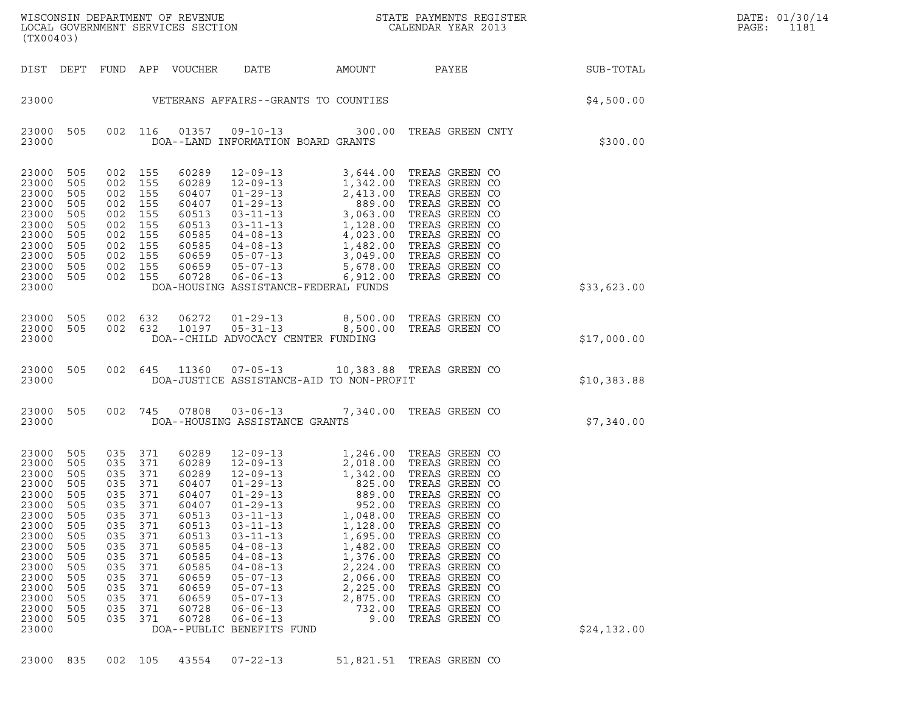| DIST | DEPT | FUND | APP | VOUCHER | DATE | AMOUNT | PAYEE | SUB-TOTAL |
|---|---|---|---|---|---|---|---|---|
| 23000 | | | | | VETERANS AFFAIRS--GRANTS TO COUNTIES | | | $4,500.00 |
| 23000 | 505 | 002 | 116 | 01357 | 09-10-13 | 300.00 | TREAS GREEN CNTY | |
| 23000 | | | | | DOA--LAND INFORMATION BOARD GRANTS | | | $300.00 |
| 23000 | 505 | 002 | 155 | 60289 | 12-09-13 | 3,644.00 | TREAS GREEN CO | |
| 23000 | 505 | 002 | 155 | 60289 | 12-09-13 | 1,342.00 | TREAS GREEN CO | |
| 23000 | 505 | 002 | 155 | 60407 | 01-29-13 | 2,413.00 | TREAS GREEN CO | |
| 23000 | 505 | 002 | 155 | 60407 | 01-29-13 | 889.00 | TREAS GREEN CO | |
| 23000 | 505 | 002 | 155 | 60513 | 03-11-13 | 3,063.00 | TREAS GREEN CO | |
| 23000 | 505 | 002 | 155 | 60513 | 03-11-13 | 1,128.00 | TREAS GREEN CO | |
| 23000 | 505 | 002 | 155 | 60585 | 04-08-13 | 4,023.00 | TREAS GREEN CO | |
| 23000 | 505 | 002 | 155 | 60585 | 04-08-13 | 1,482.00 | TREAS GREEN CO | |
| 23000 | 505 | 002 | 155 | 60659 | 05-07-13 | 3,049.00 | TREAS GREEN CO | |
| 23000 | 505 | 002 | 155 | 60659 | 05-07-13 | 5,678.00 | TREAS GREEN CO | |
| 23000 | 505 | 002 | 155 | 60728 | 06-06-13 | 6,912.00 | TREAS GREEN CO | |
| 23000 | | | | | DOA-HOUSING ASSISTANCE-FEDERAL FUNDS | | | $33,623.00 |
| 23000 | 505 | 002 | 632 | 06272 | 01-29-13 | 8,500.00 | TREAS GREEN CO | |
| 23000 | 505 | 002 | 632 | 10197 | 05-31-13 | 8,500.00 | TREAS GREEN CO | |
| 23000 | | | | | DOA--CHILD ADVOCACY CENTER FUNDING | | | $17,000.00 |
| 23000 | 505 | 002 | 645 | 11360 | 07-05-13 | 10,383.88 | TREAS GREEN CO | |
| 23000 | | | | | DOA-JUSTICE ASSISTANCE-AID TO NON-PROFIT | | | $10,383.88 |
| 23000 | 505 | 002 | 745 | 07808 | 03-06-13 | 7,340.00 | TREAS GREEN CO | |
| 23000 | | | | | DOA--HOUSING ASSISTANCE GRANTS | | | $7,340.00 |
| 23000 | 505 | 035 | 371 | 60289 | 12-09-13 | 1,246.00 | TREAS GREEN CO | |
| 23000 | 505 | 035 | 371 | 60289 | 12-09-13 | 2,018.00 | TREAS GREEN CO | |
| 23000 | 505 | 035 | 371 | 60289 | 12-09-13 | 1,342.00 | TREAS GREEN CO | |
| 23000 | 505 | 035 | 371 | 60407 | 01-29-13 | 825.00 | TREAS GREEN CO | |
| 23000 | 505 | 035 | 371 | 60407 | 01-29-13 | 889.00 | TREAS GREEN CO | |
| 23000 | 505 | 035 | 371 | 60407 | 01-29-13 | 952.00 | TREAS GREEN CO | |
| 23000 | 505 | 035 | 371 | 60513 | 03-11-13 | 1,048.00 | TREAS GREEN CO | |
| 23000 | 505 | 035 | 371 | 60513 | 03-11-13 | 1,128.00 | TREAS GREEN CO | |
| 23000 | 505 | 035 | 371 | 60513 | 03-11-13 | 1,695.00 | TREAS GREEN CO | |
| 23000 | 505 | 035 | 371 | 60585 | 04-08-13 | 1,482.00 | TREAS GREEN CO | |
| 23000 | 505 | 035 | 371 | 60585 | 04-08-13 | 1,376.00 | TREAS GREEN CO | |
| 23000 | 505 | 035 | 371 | 60585 | 04-08-13 | 2,224.00 | TREAS GREEN CO | |
| 23000 | 505 | 035 | 371 | 60659 | 05-07-13 | 2,066.00 | TREAS GREEN CO | |
| 23000 | 505 | 035 | 371 | 60659 | 05-07-13 | 2,225.00 | TREAS GREEN CO | |
| 23000 | 505 | 035 | 371 | 60659 | 05-07-13 | 2,875.00 | TREAS GREEN CO | |
| 23000 | 505 | 035 | 371 | 60728 | 06-06-13 | 732.00 | TREAS GREEN CO | |
| 23000 | 505 | 035 | 371 | 60728 | 06-06-13 | 9.00 | TREAS GREEN CO | |
| 23000 | | | | | DOA--PUBLIC BENEFITS FUND | | | $24,132.00 |
| 23000 | 835 | 002 | 105 | 43554 | 07-22-13 | 51,821.51 | TREAS GREEN CO | |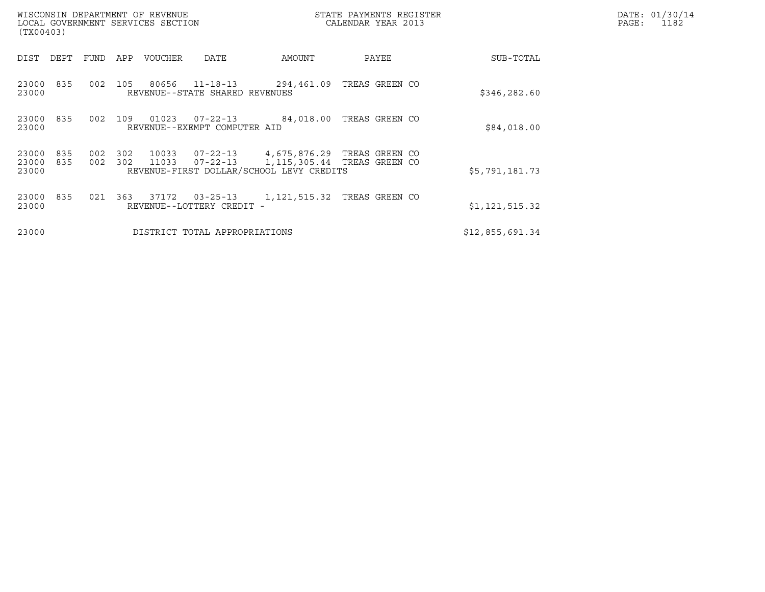WISCONSIN DEPARTMENT OF REVENUE
LOCAL GOVERNMENT SERVICES SECTION
(TX00403)

STATE PAYMENTS REGISTER
CALENDAR YEAR 2013

DATE: 01/30/14

| DIST | DEPT | FUND | APP | VOUCHER | DATE | AMOUNT | PAYEE | SUB-TOTAL |
|---|---|---|---|---|---|---|---|---|
| 23000 | 835 | 002 | 105 | 80656 | 11-18-13 | 294,461.09 | TREAS GREEN CO | |
| 23000 | | | | REVENUE--STATE SHARED REVENUES | | | | $346,282.60 |
| 23000 | 835 | 002 | 109 | 01023 | 07-22-13 | 84,018.00 | TREAS GREEN CO | |
| 23000 | | | | REVENUE--EXEMPT COMPUTER AID | | | | $84,018.00 |
| 23000 | 835 | 002 | 302 | 10033 | 07-22-13 | 4,675,876.29 | TREAS GREEN CO | |
| 23000 | 835 | 002 | 302 | 11033 | 07-22-13 | 1,115,305.44 | TREAS GREEN CO | |
| 23000 | | | | REVENUE-FIRST DOLLAR/SCHOOL LEVY CREDITS | | | | $5,791,181.73 |
| 23000 | 835 | 021 | 363 | 37172 | 03-25-13 | 1,121,515.32 | TREAS GREEN CO | |
| 23000 | | | | REVENUE--LOTTERY CREDIT - | | | | $1,121,515.32 |
| 23000 | | | | DISTRICT TOTAL APPROPRIATIONS | | | | $12,855,691.34 |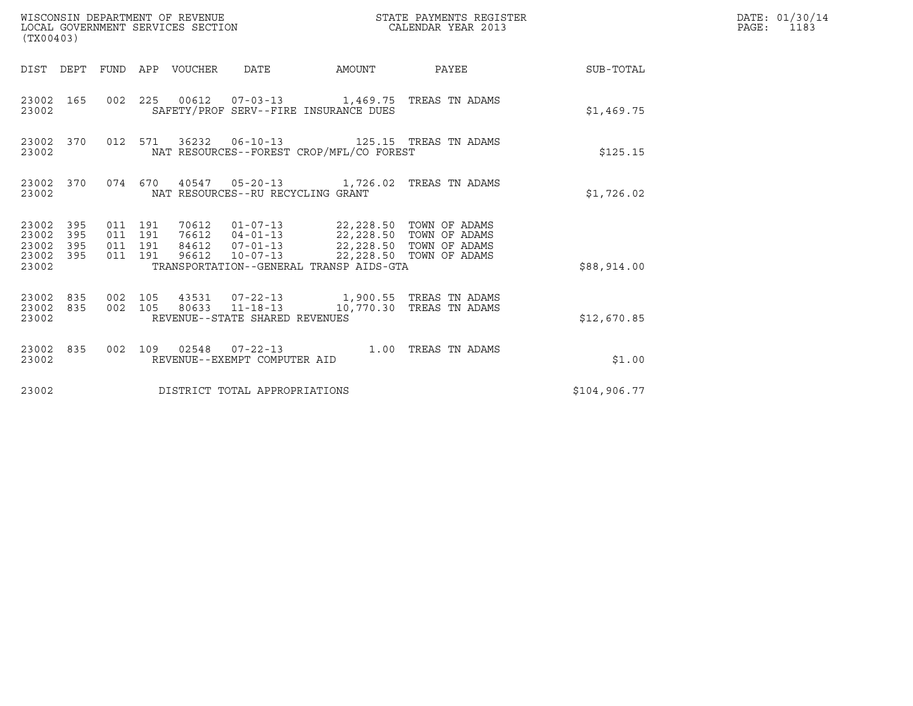WISCONSIN DEPARTMENT OF REVENUE
LOCAL GOVERNMENT SERVICES SECTION
(TX00403)

STATE PAYMENTS REGISTER
CALENDAR YEAR 2013

DATE: 01/30/14
PAGE: 1183

| DIST | DEPT | FUND | APP | VOUCHER | DATE | AMOUNT | PAYEE | SUB-TOTAL |
|---|---|---|---|---|---|---|---|---|
| 23002 | 165 | 002 | 225 | 00612 | 07-03-13 | 1,469.75 | TREAS TN ADAMS | |
| 23002 | | | | SAFETY/PROF SERV--FIRE INSURANCE DUES | | | | $1,469.75 |
| 23002 | 370 | 012 | 571 | 36232 | 06-10-13 | 125.15 | TREAS TN ADAMS | |
| 23002 | | | | NAT RESOURCES--FOREST CROP/MFL/CO FOREST | | | | $125.15 |
| 23002 | 370 | 074 | 670 | 40547 | 05-20-13 | 1,726.02 | TREAS TN ADAMS | |
| 23002 | | | | NAT RESOURCES--RU RECYCLING GRANT | | | | $1,726.02 |
| 23002 | 395 | 011 | 191 | 70612 | 01-07-13 | 22,228.50 | TOWN OF ADAMS | |
| 23002 | 395 | 011 | 191 | 76612 | 04-01-13 | 22,228.50 | TOWN OF ADAMS | |
| 23002 | 395 | 011 | 191 | 84612 | 07-01-13 | 22,228.50 | TOWN OF ADAMS | |
| 23002 | 395 | 011 | 191 | 96612 | 10-07-13 | 22,228.50 | TOWN OF ADAMS | |
| 23002 | | | | TRANSPORTATION--GENERAL TRANSP AIDS-GTA | | | | $88,914.00 |
| 23002 | 835 | 002 | 105 | 43531 | 07-22-13 | 1,900.55 | TREAS TN ADAMS | |
| 23002 | 835 | 002 | 105 | 80633 | 11-18-13 | 10,770.30 | TREAS TN ADAMS | |
| 23002 | | | | REVENUE--STATE SHARED REVENUES | | | | $12,670.85 |
| 23002 | 835 | 002 | 109 | 02548 | 07-22-13 | 1.00 | TREAS TN ADAMS | |
| 23002 | | | | REVENUE--EXEMPT COMPUTER AID | | | | $1.00 |
| 23002 | | | | DISTRICT TOTAL APPROPRIATIONS | | | | $104,906.77 |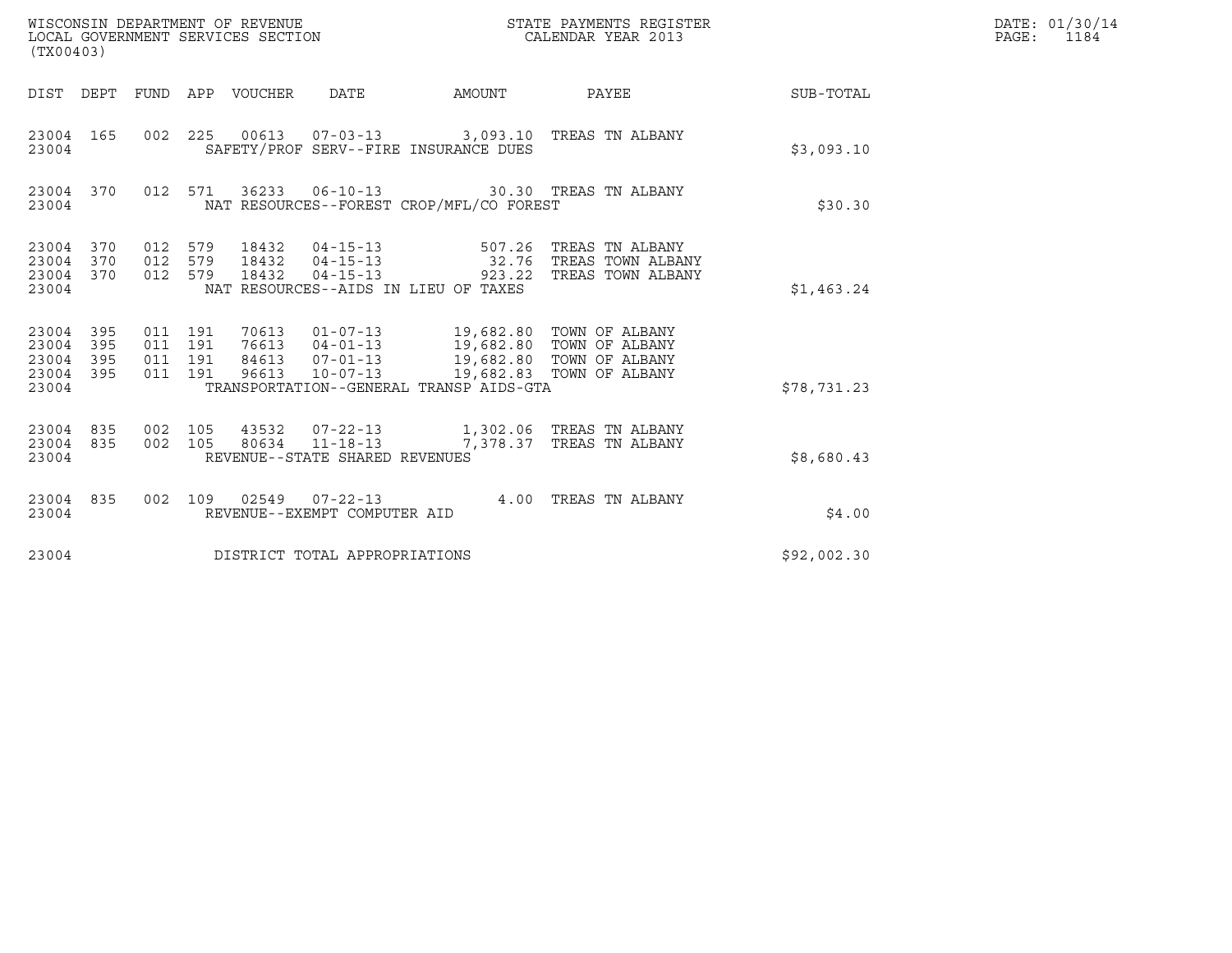WISCONSIN DEPARTMENT OF REVENUE
LOCAL GOVERNMENT SERVICES SECTION
(TX00403)

STATE PAYMENTS REGISTER
CALENDAR YEAR 2013

DATE: 01/30/14
PAGE: 1184

| DIST | DEPT | FUND | APP | VOUCHER | DATE | AMOUNT | PAYEE | SUB-TOTAL |
|---|---|---|---|---|---|---|---|---|
| 23004 | 165 | 002 | 225 | 00613 | 07-03-13 | 3,093.10 | TREAS TN ALBANY | |
| 23004 | | | | | SAFETY/PROF SERV--FIRE INSURANCE DUES | | | $3,093.10 |
| 23004 | 370 | 012 | 571 | 36233 | 06-10-13 | 30.30 | TREAS TN ALBANY | |
| 23004 | | | | | NAT RESOURCES--FOREST CROP/MFL/CO FOREST | | | $30.30 |
| 23004 | 370 | 012 | 579 | 18432 | 04-15-13 | 507.26 | TREAS TN ALBANY | |
| 23004 | 370 | 012 | 579 | 18432 | 04-15-13 | 32.76 | TREAS TOWN ALBANY | |
| 23004 | 370 | 012 | 579 | 18432 | 04-15-13 | 923.22 | TREAS TOWN ALBANY | |
| 23004 | | | | | NAT RESOURCES--AIDS IN LIEU OF TAXES | | | $1,463.24 |
| 23004 | 395 | 011 | 191 | 70613 | 01-07-13 | 19,682.80 | TOWN OF ALBANY | |
| 23004 | 395 | 011 | 191 | 76613 | 04-01-13 | 19,682.80 | TOWN OF ALBANY | |
| 23004 | 395 | 011 | 191 | 84613 | 07-01-13 | 19,682.80 | TOWN OF ALBANY | |
| 23004 | 395 | 011 | 191 | 96613 | 10-07-13 | 19,682.83 | TOWN OF ALBANY | |
| 23004 | | | | | TRANSPORTATION--GENERAL TRANSP AIDS-GTA | | | $78,731.23 |
| 23004 | 835 | 002 | 105 | 43532 | 07-22-13 | 1,302.06 | TREAS TN ALBANY | |
| 23004 | 835 | 002 | 105 | 80634 | 11-18-13 | 7,378.37 | TREAS TN ALBANY | |
| 23004 | | | | | REVENUE--STATE SHARED REVENUES | | | $8,680.43 |
| 23004 | 835 | 002 | 109 | 02549 | 07-22-13 | 4.00 | TREAS TN ALBANY | |
| 23004 | | | | | REVENUE--EXEMPT COMPUTER AID | | | $4.00 |
| 23004 | | | | | DISTRICT TOTAL APPROPRIATIONS | | | $92,002.30 |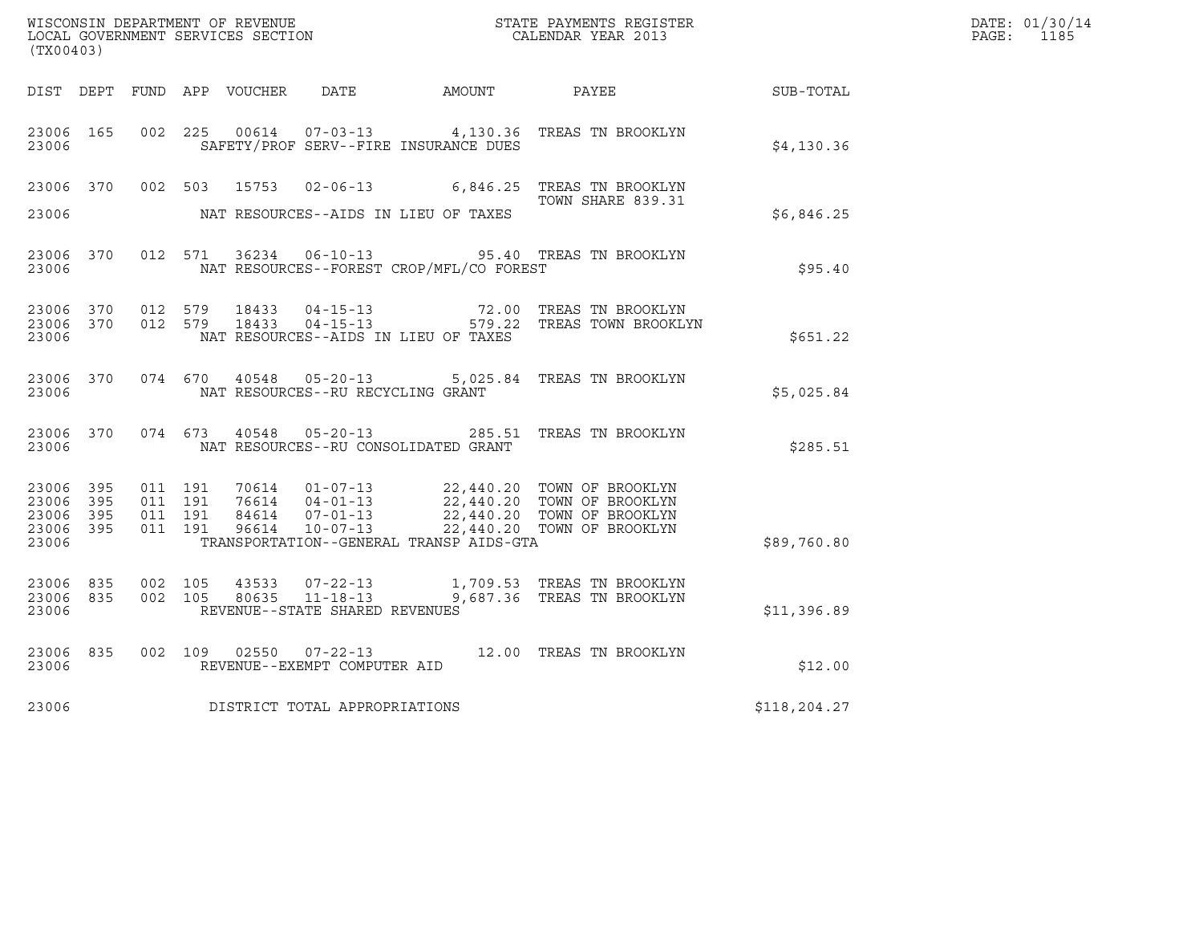WISCONSIN DEPARTMENT OF REVENUE
LOCAL GOVERNMENT SERVICES SECTION
(TX00403)

STATE PAYMENTS REGISTER
CALENDAR YEAR 2013

DATE: 01/30/14

| DIST | DEPT | FUND | APP | VOUCHER | DATE | AMOUNT | PAYEE | SUB-TOTAL |
|---|---|---|---|---|---|---|---|---|
| 23006 | 165 | 002 | 225 | 00614 | 07-03-13 | 4,130.36 | TREAS TN BROOKLYN | |
| 23006 | | | | | SAFETY/PROF SERV--FIRE INSURANCE DUES | | | $4,130.36 |
| 23006 | 370 | 002 | 503 | 15753 | 02-06-13 | 6,846.25 | TREAS TN BROOKLYN TOWN SHARE 839.31 | |
| 23006 | | | | | NAT RESOURCES--AIDS IN LIEU OF TAXES | | | $6,846.25 |
| 23006 | 370 | 012 | 571 | 36234 | 06-10-13 | 95.40 | TREAS TN BROOKLYN | |
| 23006 | | | | | NAT RESOURCES--FOREST CROP/MFL/CO FOREST | | | $95.40 |
| 23006 | 370 | 012 | 579 | 18433 | 04-15-13 | 72.00 | TREAS TN BROOKLYN | |
| 23006 | 370 | 012 | 579 | 18433 | 04-15-13 | 579.22 | TREAS TOWN BROOKLYN | |
| 23006 | | | | | NAT RESOURCES--AIDS IN LIEU OF TAXES | | | $651.22 |
| 23006 | 370 | 074 | 670 | 40548 | 05-20-13 | 5,025.84 | TREAS TN BROOKLYN | |
| 23006 | | | | | NAT RESOURCES--RU RECYCLING GRANT | | | $5,025.84 |
| 23006 | 370 | 074 | 673 | 40548 | 05-20-13 | 285.51 | TREAS TN BROOKLYN | |
| 23006 | | | | | NAT RESOURCES--RU CONSOLIDATED GRANT | | | $285.51 |
| 23006 | 395 | 011 | 191 | 70614 | 01-07-13 | 22,440.20 | TOWN OF BROOKLYN | |
| 23006 | 395 | 011 | 191 | 76614 | 04-01-13 | 22,440.20 | TOWN OF BROOKLYN | |
| 23006 | 395 | 011 | 191 | 84614 | 07-01-13 | 22,440.20 | TOWN OF BROOKLYN | |
| 23006 | 395 | 011 | 191 | 96614 | 10-07-13 | 22,440.20 | TOWN OF BROOKLYN | |
| 23006 | | | | | TRANSPORTATION--GENERAL TRANSP AIDS-GTA | | | $89,760.80 |
| 23006 | 835 | 002 | 105 | 43533 | 07-22-13 | 1,709.53 | TREAS TN BROOKLYN | |
| 23006 | 835 | 002 | 105 | 80635 | 11-18-13 | 9,687.36 | TREAS TN BROOKLYN | |
| 23006 | | | | | REVENUE--STATE SHARED REVENUES | | | $11,396.89 |
| 23006 | 835 | 002 | 109 | 02550 | 07-22-13 | 12.00 | TREAS TN BROOKLYN | |
| 23006 | | | | | REVENUE--EXEMPT COMPUTER AID | | | $12.00 |
| 23006 | | | | | DISTRICT TOTAL APPROPRIATIONS | | | $118,204.27 |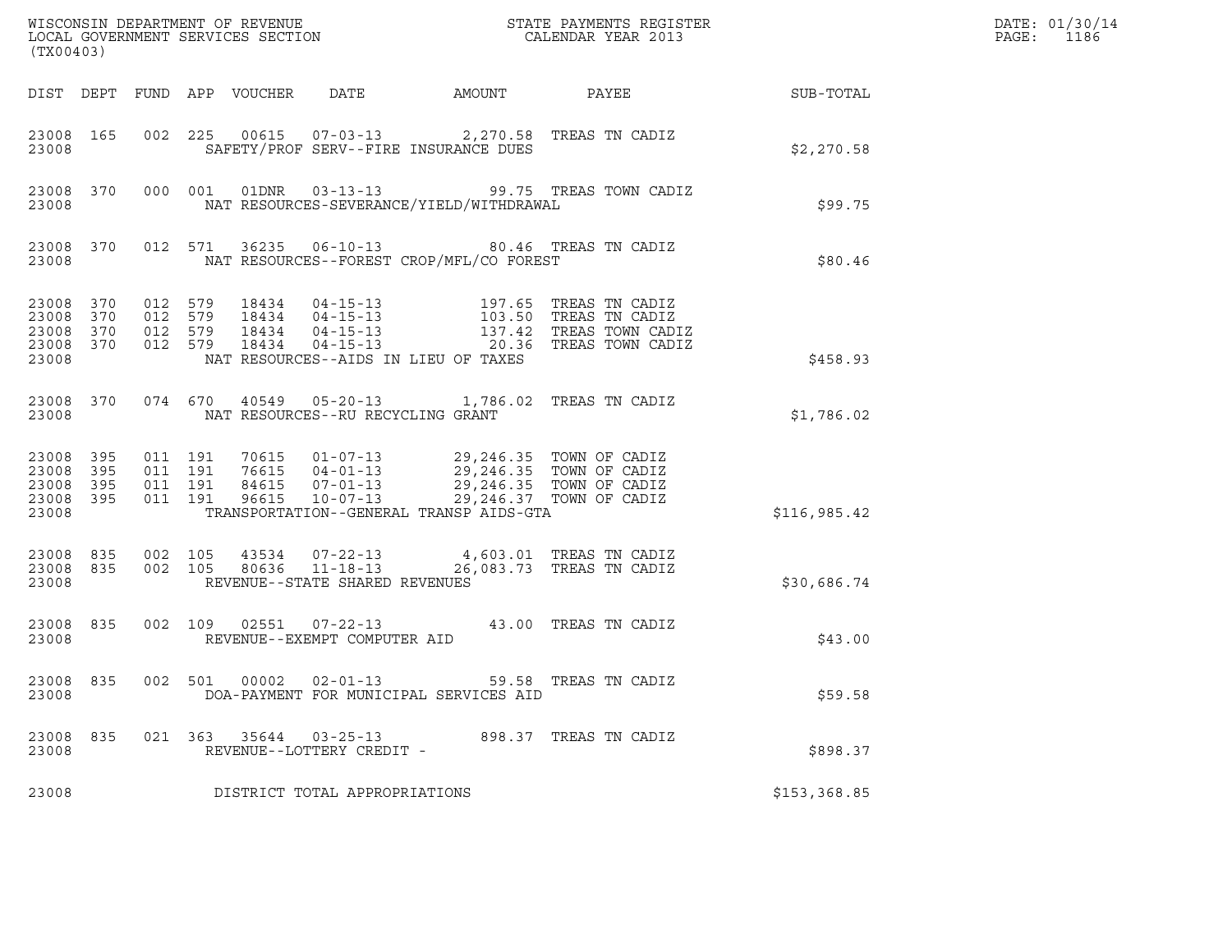WISCONSIN DEPARTMENT OF REVENUE
LOCAL GOVERNMENT SERVICES SECTION
(TX00403)

STATE PAYMENTS REGISTER
CALENDAR YEAR 2013

DATE: 01/30/14
PAGE: 1186

| DIST | DEPT | FUND | APP | VOUCHER | DATE | AMOUNT | PAYEE | SUB-TOTAL |
|---|---|---|---|---|---|---|---|---|
| 23008 | 165 | 002 | 225 | 00615 | 07-03-13 | 2,270.58 | TREAS TN CADIZ | |
| 23008 | | | | SAFETY/PROF SERV--FIRE INSURANCE DUES | | | | $2,270.58 |
| 23008 | 370 | 000 | 001 | 01DNR | 03-13-13 | 99.75 | TREAS TOWN CADIZ | |
| 23008 | | | | NAT RESOURCES-SEVERANCE/YIELD/WITHDRAWAL | | | | $99.75 |
| 23008 | 370 | 012 | 571 | 36235 | 06-10-13 | 80.46 | TREAS TN CADIZ | |
| 23008 | | | | NAT RESOURCES--FOREST CROP/MFL/CO FOREST | | | | $80.46 |
| 23008 | 370 | 012 | 579 | 18434 | 04-15-13 | 197.65 | TREAS TN CADIZ | |
| 23008 | 370 | 012 | 579 | 18434 | 04-15-13 | 103.50 | TREAS TN CADIZ | |
| 23008 | 370 | 012 | 579 | 18434 | 04-15-13 | 137.42 | TREAS TOWN CADIZ | |
| 23008 | 370 | 012 | 579 | 18434 | 04-15-13 | 20.36 | TREAS TOWN CADIZ | |
| 23008 | | | | NAT RESOURCES--AIDS IN LIEU OF TAXES | | | | $458.93 |
| 23008 | 370 | 074 | 670 | 40549 | 05-20-13 | 1,786.02 | TREAS TN CADIZ | |
| 23008 | | | | NAT RESOURCES--RU RECYCLING GRANT | | | | $1,786.02 |
| 23008 | 395 | 011 | 191 | 70615 | 01-07-13 | 29,246.35 | TOWN OF CADIZ | |
| 23008 | 395 | 011 | 191 | 76615 | 04-01-13 | 29,246.35 | TOWN OF CADIZ | |
| 23008 | 395 | 011 | 191 | 84615 | 07-01-13 | 29,246.35 | TOWN OF CADIZ | |
| 23008 | 395 | 011 | 191 | 96615 | 10-07-13 | 29,246.37 | TOWN OF CADIZ | |
| 23008 | | | | TRANSPORTATION--GENERAL TRANSP AIDS-GTA | | | | $116,985.42 |
| 23008 | 835 | 002 | 105 | 43534 | 07-22-13 | 4,603.01 | TREAS TN CADIZ | |
| 23008 | 835 | 002 | 105 | 80636 | 11-18-13 | 26,083.73 | TREAS TN CADIZ | |
| 23008 | | | | REVENUE--STATE SHARED REVENUES | | | | $30,686.74 |
| 23008 | 835 | 002 | 109 | 02551 | 07-22-13 | 43.00 | TREAS TN CADIZ | |
| 23008 | | | | REVENUE--EXEMPT COMPUTER AID | | | | $43.00 |
| 23008 | 835 | 002 | 501 | 00002 | 02-01-13 | 59.58 | TREAS TN CADIZ | |
| 23008 | | | | DOA-PAYMENT FOR MUNICIPAL SERVICES AID | | | | $59.58 |
| 23008 | 835 | 021 | 363 | 35644 | 03-25-13 | 898.37 | TREAS TN CADIZ | |
| 23008 | | | | REVENUE--LOTTERY CREDIT - | | | | $898.37 |
| 23008 | | | | DISTRICT TOTAL APPROPRIATIONS | | | | $153,368.85 |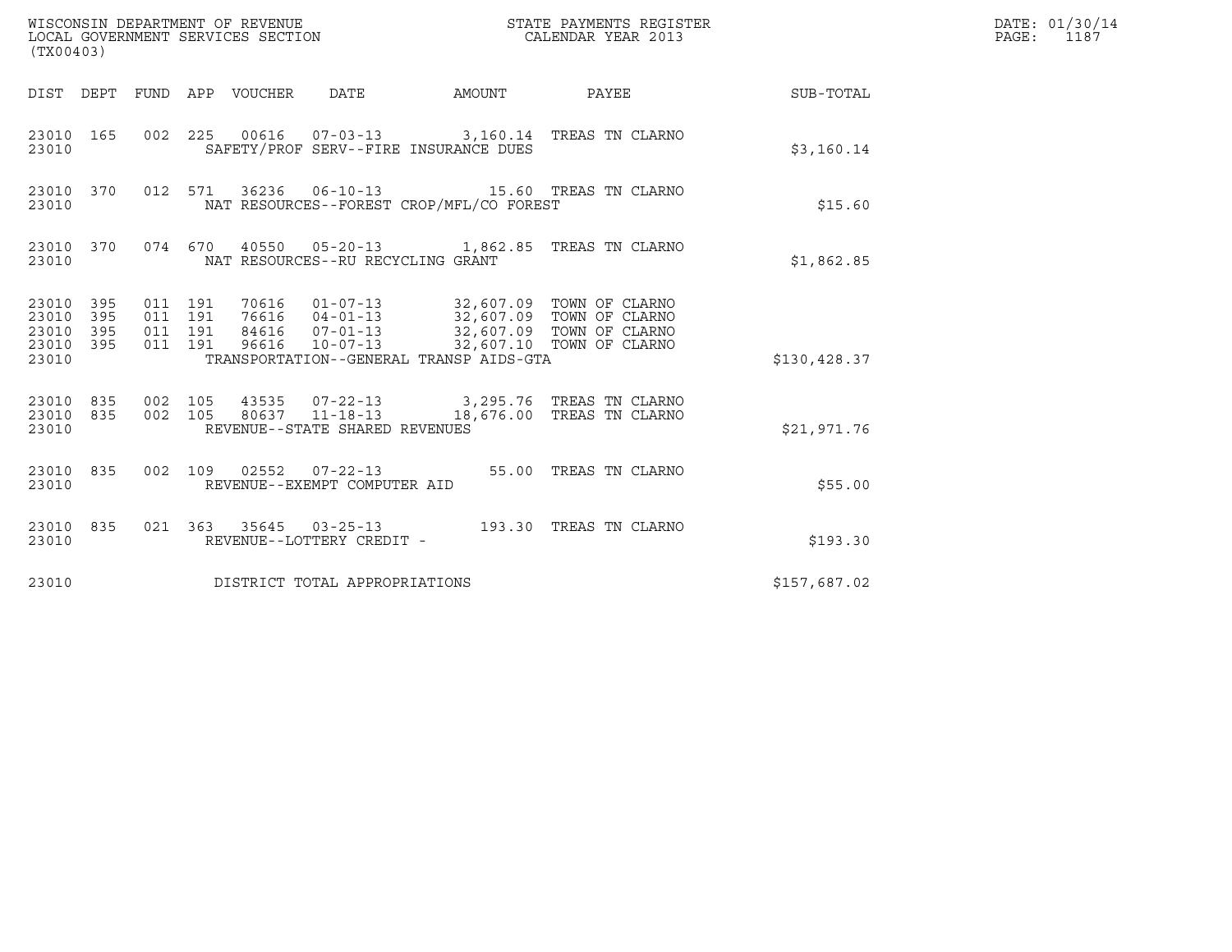WISCONSIN DEPARTMENT OF REVENUE
LOCAL GOVERNMENT SERVICES SECTION
(TX00403)

STATE PAYMENTS REGISTER
CALENDAR YEAR 2013

DATE: 01/30/14
PAGE: 1187

| DIST | DEPT | FUND | APP | VOUCHER | DATE | AMOUNT | PAYEE | SUB-TOTAL |
|---|---|---|---|---|---|---|---|---|
| 23010 | 165 | 002 | 225 | 00616 | 07-03-13 | 3,160.14 | TREAS TN CLARNO | |
| 23010 | | | | SAFETY/PROF SERV--FIRE INSURANCE DUES | | | | $3,160.14 |
| 23010 | 370 | 012 | 571 | 36236 | 06-10-13 | 15.60 | TREAS TN CLARNO | |
| 23010 | | | | NAT RESOURCES--FOREST CROP/MFL/CO FOREST | | | | $15.60 |
| 23010 | 370 | 074 | 670 | 40550 | 05-20-13 | 1,862.85 | TREAS TN CLARNO | |
| 23010 | | | | NAT RESOURCES--RU RECYCLING GRANT | | | | $1,862.85 |
| 23010 | 395 | 011 | 191 | 70616 | 01-07-13 | 32,607.09 | TOWN OF CLARNO | |
| 23010 | 395 | 011 | 191 | 76616 | 04-01-13 | 32,607.09 | TOWN OF CLARNO | |
| 23010 | 395 | 011 | 191 | 84616 | 07-01-13 | 32,607.09 | TOWN OF CLARNO | |
| 23010 | 395 | 011 | 191 | 96616 | 10-07-13 | 32,607.10 | TOWN OF CLARNO | |
| 23010 | | | | TRANSPORTATION--GENERAL TRANSP AIDS-GTA | | | | $130,428.37 |
| 23010 | 835 | 002 | 105 | 43535 | 07-22-13 | 3,295.76 | TREAS TN CLARNO | |
| 23010 | 835 | 002 | 105 | 80637 | 11-18-13 | 18,676.00 | TREAS TN CLARNO | |
| 23010 | | | | REVENUE--STATE SHARED REVENUES | | | | $21,971.76 |
| 23010 | 835 | 002 | 109 | 02552 | 07-22-13 | 55.00 | TREAS TN CLARNO | |
| 23010 | | | | REVENUE--EXEMPT COMPUTER AID | | | | $55.00 |
| 23010 | 835 | 021 | 363 | 35645 | 03-25-13 | 193.30 | TREAS TN CLARNO | |
| 23010 | | | | REVENUE--LOTTERY CREDIT - | | | | $193.30 |
| 23010 | | | | DISTRICT TOTAL APPROPRIATIONS | | | | $157,687.02 |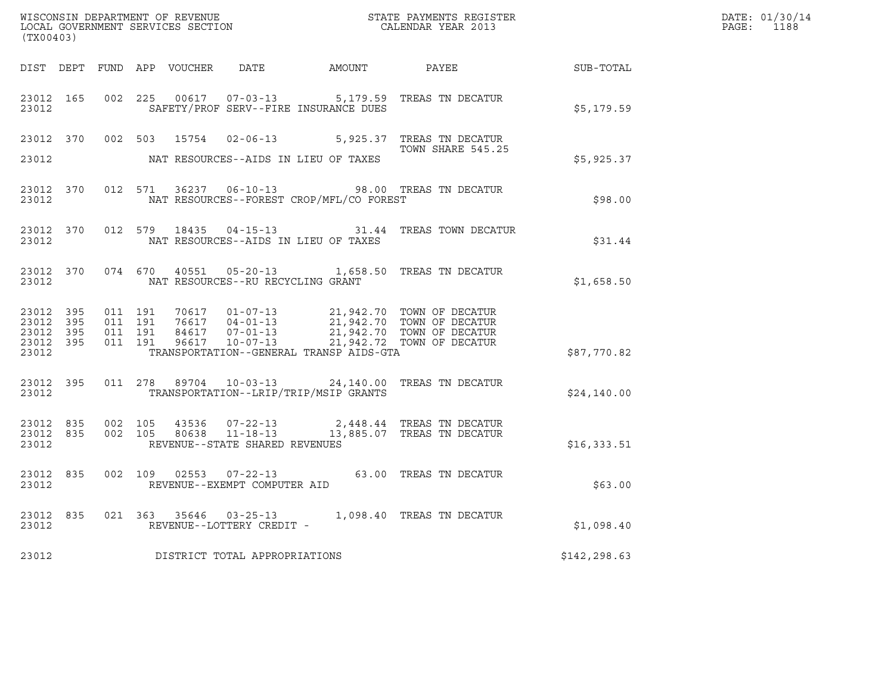WISCONSIN DEPARTMENT OF REVENUE
LOCAL GOVERNMENT SERVICES SECTION
(TX00403)

STATE PAYMENTS REGISTER
CALENDAR YEAR 2013

DATE: 01/30/14
PAGE: 1188

| DIST | DEPT | FUND | APP | VOUCHER | DATE | AMOUNT | PAYEE | SUB-TOTAL |
|---|---|---|---|---|---|---|---|---|
| 23012 | 165 | 002 | 225 | 00617 | 07-03-13 | 5,179.59 | TREAS TN DECATUR | |
| 23012 | | | | SAFETY/PROF SERV--FIRE INSURANCE DUES | | | | $5,179.59 |
| 23012 | 370 | 002 | 503 | 15754 | 02-06-13 | 5,925.37 | TREAS TN DECATUR TOWN SHARE 545.25 | |
| 23012 | | | | NAT RESOURCES--AIDS IN LIEU OF TAXES | | | | $5,925.37 |
| 23012 | 370 | 012 | 571 | 36237 | 06-10-13 | 98.00 | TREAS TN DECATUR | |
| 23012 | | | | NAT RESOURCES--FOREST CROP/MFL/CO FOREST | | | | $98.00 |
| 23012 | 370 | 012 | 579 | 18435 | 04-15-13 | 31.44 | TREAS TOWN DECATUR | |
| 23012 | | | | NAT RESOURCES--AIDS IN LIEU OF TAXES | | | | $31.44 |
| 23012 | 370 | 074 | 670 | 40551 | 05-20-13 | 1,658.50 | TREAS TN DECATUR | |
| 23012 | | | | NAT RESOURCES--RU RECYCLING GRANT | | | | $1,658.50 |
| 23012 | 395 | 011 | 191 | 70617 | 01-07-13 | 21,942.70 | TOWN OF DECATUR | |
| 23012 | 395 | 011 | 191 | 76617 | 04-01-13 | 21,942.70 | TOWN OF DECATUR | |
| 23012 | 395 | 011 | 191 | 84617 | 07-01-13 | 21,942.70 | TOWN OF DECATUR | |
| 23012 | 395 | 011 | 191 | 96617 | 10-07-13 | 21,942.72 | TOWN OF DECATUR | |
| 23012 | | | | TRANSPORTATION--GENERAL TRANSP AIDS-GTA | | | | $87,770.82 |
| 23012 | 395 | 011 | 278 | 89704 | 10-03-13 | 24,140.00 | TREAS TN DECATUR | |
| 23012 | | | | TRANSPORTATION--LRIP/TRIP/MSIP GRANTS | | | | $24,140.00 |
| 23012 | 835 | 002 | 105 | 43536 | 07-22-13 | 2,448.44 | TREAS TN DECATUR | |
| 23012 | 835 | 002 | 105 | 80638 | 11-18-13 | 13,885.07 | TREAS TN DECATUR | |
| 23012 | | | | REVENUE--STATE SHARED REVENUES | | | | $16,333.51 |
| 23012 | 835 | 002 | 109 | 02553 | 07-22-13 | 63.00 | TREAS TN DECATUR | |
| 23012 | | | | REVENUE--EXEMPT COMPUTER AID | | | | $63.00 |
| 23012 | 835 | 021 | 363 | 35646 | 03-25-13 | 1,098.40 | TREAS TN DECATUR | |
| 23012 | | | | REVENUE--LOTTERY CREDIT - | | | | $1,098.40 |
| 23012 | | | | DISTRICT TOTAL APPROPRIATIONS | | | | $142,298.63 |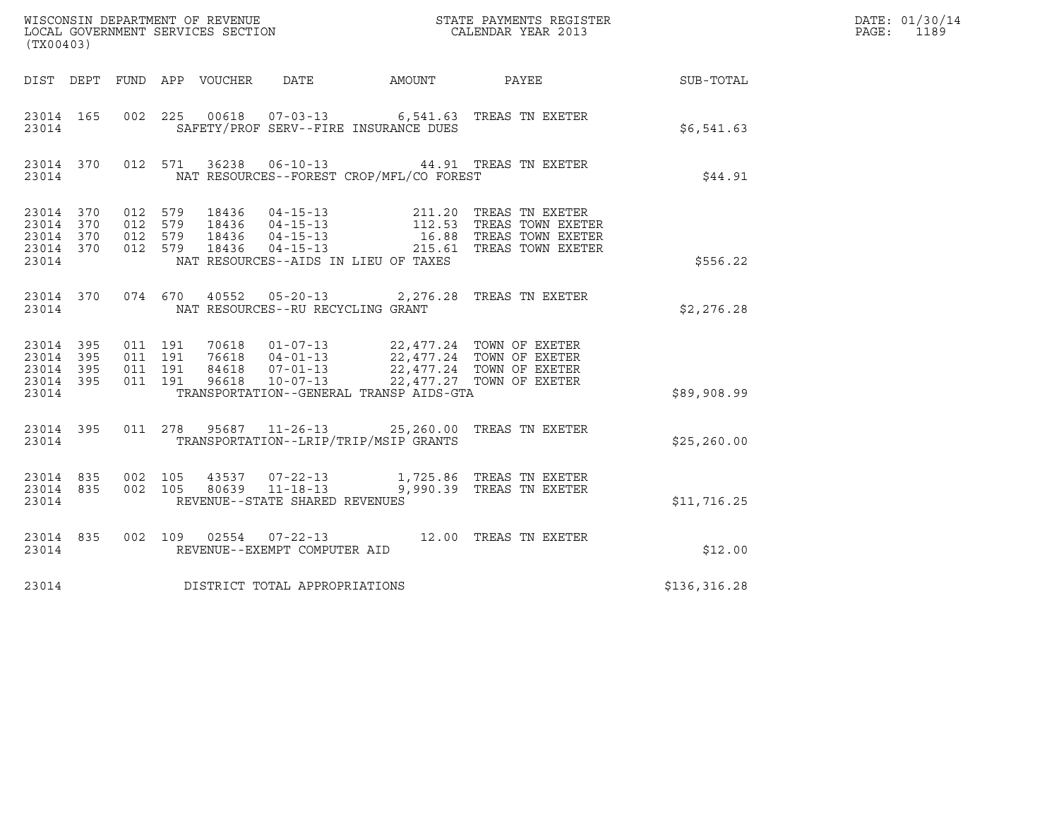WISCONSIN DEPARTMENT OF REVENUE
LOCAL GOVERNMENT SERVICES SECTION
(TX00403)

STATE PAYMENTS REGISTER
CALENDAR YEAR 2013

DATE: 01/30/14
PAGE: 1189

| DIST | DEPT | FUND | APP | VOUCHER | DATE | AMOUNT | PAYEE | SUB-TOTAL |
|---|---|---|---|---|---|---|---|---|
| 23014 | 165 | 002 | 225 | 00618 | 07-03-13 | 6,541.63 | TREAS TN EXETER | |
| 23014 | | | | SAFETY/PROF SERV--FIRE INSURANCE DUES | | | | $6,541.63 |
| 23014 | 370 | 012 | 571 | 36238 | 06-10-13 | 44.91 | TREAS TN EXETER | |
| 23014 | | | | NAT RESOURCES--FOREST CROP/MFL/CO FOREST | | | | $44.91 |
| 23014 | 370 | 012 | 579 | 18436 | 04-15-13 | 211.20 | TREAS TN EXETER | |
| 23014 | 370 | 012 | 579 | 18436 | 04-15-13 | 112.53 | TREAS TOWN EXETER | |
| 23014 | 370 | 012 | 579 | 18436 | 04-15-13 | 16.88 | TREAS TOWN EXETER | |
| 23014 | 370 | 012 | 579 | 18436 | 04-15-13 | 215.61 | TREAS TOWN EXETER | |
| 23014 | | | | NAT RESOURCES--AIDS IN LIEU OF TAXES | | | | $556.22 |
| 23014 | 370 | 074 | 670 | 40552 | 05-20-13 | 2,276.28 | TREAS TN EXETER | |
| 23014 | | | | NAT RESOURCES--RU RECYCLING GRANT | | | | $2,276.28 |
| 23014 | 395 | 011 | 191 | 70618 | 01-07-13 | 22,477.24 | TOWN OF EXETER | |
| 23014 | 395 | 011 | 191 | 76618 | 04-01-13 | 22,477.24 | TOWN OF EXETER | |
| 23014 | 395 | 011 | 191 | 84618 | 07-01-13 | 22,477.24 | TOWN OF EXETER | |
| 23014 | 395 | 011 | 191 | 96618 | 10-07-13 | 22,477.27 | TOWN OF EXETER | |
| 23014 | | | | TRANSPORTATION--GENERAL TRANSP AIDS-GTA | | | | $89,908.99 |
| 23014 | 395 | 011 | 278 | 95687 | 11-26-13 | 25,260.00 | TREAS TN EXETER | |
| 23014 | | | | TRANSPORTATION--LRIP/TRIP/MSIP GRANTS | | | | $25,260.00 |
| 23014 | 835 | 002 | 105 | 43537 | 07-22-13 | 1,725.86 | TREAS TN EXETER | |
| 23014 | 835 | 002 | 105 | 80639 | 11-18-13 | 9,990.39 | TREAS TN EXETER | |
| 23014 | | | | REVENUE--STATE SHARED REVENUES | | | | $11,716.25 |
| 23014 | 835 | 002 | 109 | 02554 | 07-22-13 | 12.00 | TREAS TN EXETER | |
| 23014 | | | | REVENUE--EXEMPT COMPUTER AID | | | | $12.00 |
| 23014 | | | | DISTRICT TOTAL APPROPRIATIONS | | | | $136,316.28 |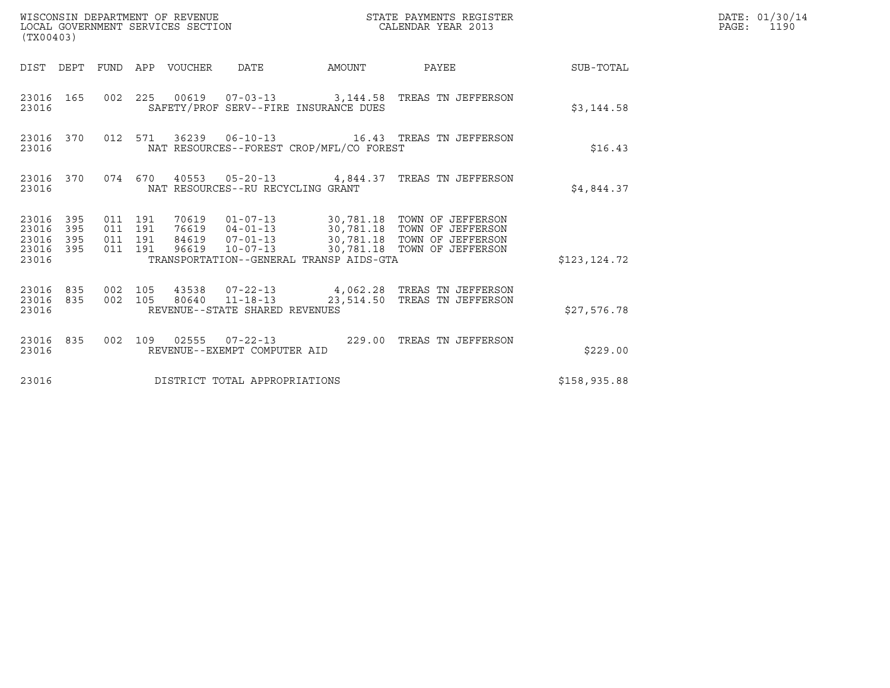WISCONSIN DEPARTMENT OF REVENUE
LOCAL GOVERNMENT SERVICES SECTION
(TX00403)

STATE PAYMENTS REGISTER
CALENDAR YEAR 2013

DATE: 01/30/14
PAGE: 1190

| DIST | DEPT | FUND | APP | VOUCHER | DATE | AMOUNT | PAYEE | SUB-TOTAL |
|---|---|---|---|---|---|---|---|---|
| 23016 | 165 | 002 | 225 | 00619 | 07-03-13 | 3,144.58 | TREAS TN JEFFERSON | |
| 23016 | | | | SAFETY/PROF SERV--FIRE INSURANCE DUES | | | | $3,144.58 |
| 23016 | 370 | 012 | 571 | 36239 | 06-10-13 | 16.43 | TREAS TN JEFFERSON | |
| 23016 | | | | NAT RESOURCES--FOREST CROP/MFL/CO FOREST | | | | $16.43 |
| 23016 | 370 | 074 | 670 | 40553 | 05-20-13 | 4,844.37 | TREAS TN JEFFERSON | |
| 23016 | | | | NAT RESOURCES--RU RECYCLING GRANT | | | | $4,844.37 |
| 23016 | 395 | 011 | 191 | 70619 | 01-07-13 | 30,781.18 | TOWN OF JEFFERSON | |
| 23016 | 395 | 011 | 191 | 76619 | 04-01-13 | 30,781.18 | TOWN OF JEFFERSON | |
| 23016 | 395 | 011 | 191 | 84619 | 07-01-13 | 30,781.18 | TOWN OF JEFFERSON | |
| 23016 | 395 | 011 | 191 | 96619 | 10-07-13 | 30,781.18 | TOWN OF JEFFERSON | |
| 23016 | | | | TRANSPORTATION--GENERAL TRANSP AIDS-GTA | | | | $123,124.72 |
| 23016 | 835 | 002 | 105 | 43538 | 07-22-13 | 4,062.28 | TREAS TN JEFFERSON | |
| 23016 | 835 | 002 | 105 | 80640 | 11-18-13 | 23,514.50 | TREAS TN JEFFERSON | |
| 23016 | | | | REVENUE--STATE SHARED REVENUES | | | | $27,576.78 |
| 23016 | 835 | 002 | 109 | 02555 | 07-22-13 | 229.00 | TREAS TN JEFFERSON | |
| 23016 | | | | REVENUE--EXEMPT COMPUTER AID | | | | $229.00 |
| 23016 | | | | DISTRICT TOTAL APPROPRIATIONS | | | | $158,935.88 |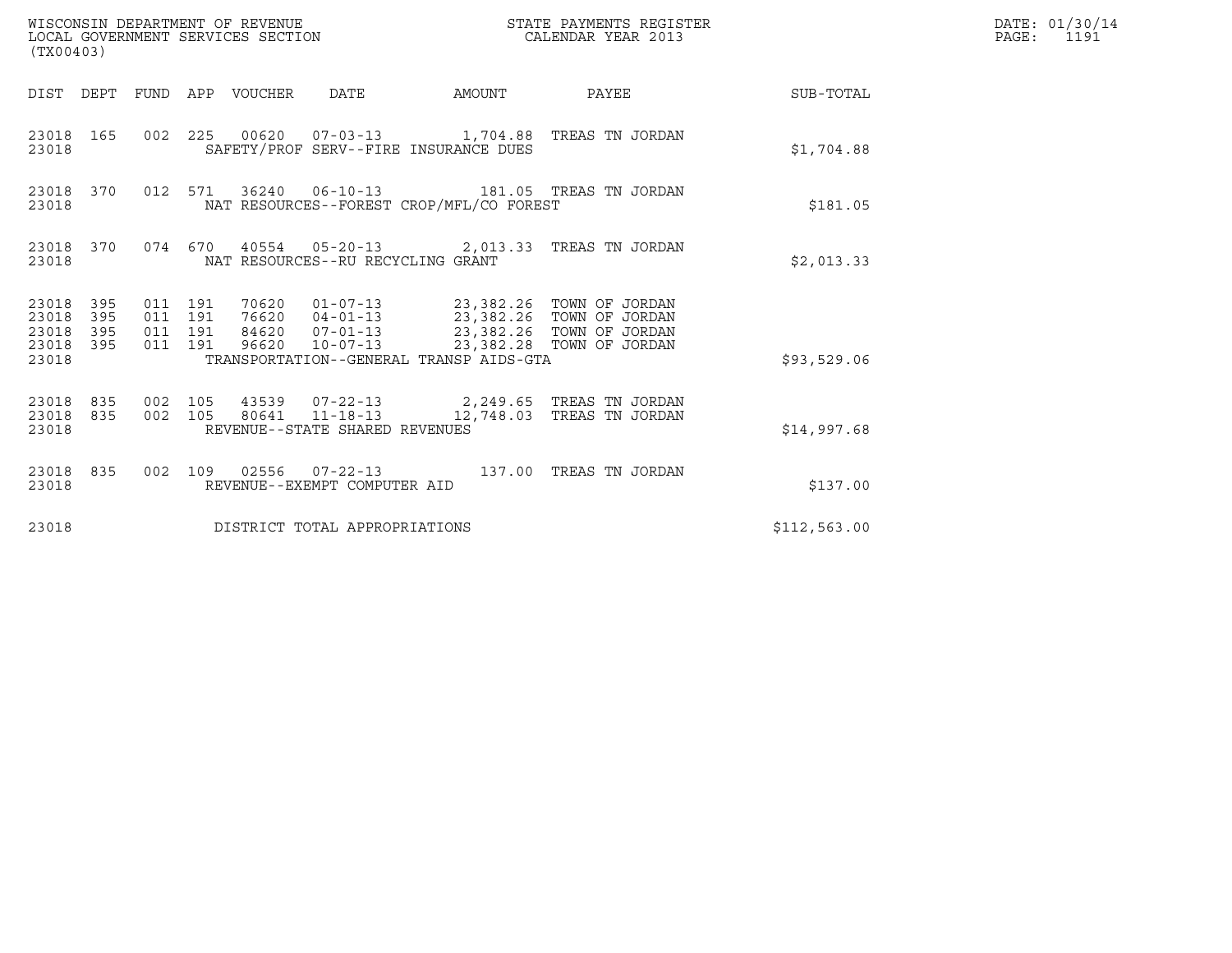WISCONSIN DEPARTMENT OF REVENUE
LOCAL GOVERNMENT SERVICES SECTION
(TX00403)

STATE PAYMENTS REGISTER
CALENDAR YEAR 2013

DATE: 01/30/14
PAGE: 1191

| DIST | DEPT | FUND | APP | VOUCHER | DATE | AMOUNT | PAYEE | SUB-TOTAL |
|---|---|---|---|---|---|---|---|---|
| 23018 | 165 | 002 | 225 | 00620 | 07-03-13 | 1,704.88 | TREAS TN JORDAN | |
| 23018 | | | | | SAFETY/PROF SERV--FIRE INSURANCE DUES | | | $1,704.88 |
| 23018 | 370 | 012 | 571 | 36240 | 06-10-13 | 181.05 | TREAS TN JORDAN | |
| 23018 | | | | | NAT RESOURCES--FOREST CROP/MFL/CO FOREST | | | $181.05 |
| 23018 | 370 | 074 | 670 | 40554 | 05-20-13 | 2,013.33 | TREAS TN JORDAN | |
| 23018 | | | | | NAT RESOURCES--RU RECYCLING GRANT | | | $2,013.33 |
| 23018 | 395 | 011 | 191 | 70620 | 01-07-13 | 23,382.26 | TOWN OF JORDAN | |
| 23018 | 395 | 011 | 191 | 76620 | 04-01-13 | 23,382.26 | TOWN OF JORDAN | |
| 23018 | 395 | 011 | 191 | 84620 | 07-01-13 | 23,382.26 | TOWN OF JORDAN | |
| 23018 | 395 | 011 | 191 | 96620 | 10-07-13 | 23,382.28 | TOWN OF JORDAN | |
| 23018 | | | | | TRANSPORTATION--GENERAL TRANSP AIDS-GTA | | | $93,529.06 |
| 23018 | 835 | 002 | 105 | 43539 | 07-22-13 | 2,249.65 | TREAS TN JORDAN | |
| 23018 | 835 | 002 | 105 | 80641 | 11-18-13 | 12,748.03 | TREAS TN JORDAN | |
| 23018 | | | | | REVENUE--STATE SHARED REVENUES | | | $14,997.68 |
| 23018 | 835 | 002 | 109 | 02556 | 07-22-13 | 137.00 | TREAS TN JORDAN | |
| 23018 | | | | | REVENUE--EXEMPT COMPUTER AID | | | $137.00 |
| 23018 | | | | | DISTRICT TOTAL APPROPRIATIONS | | | $112,563.00 |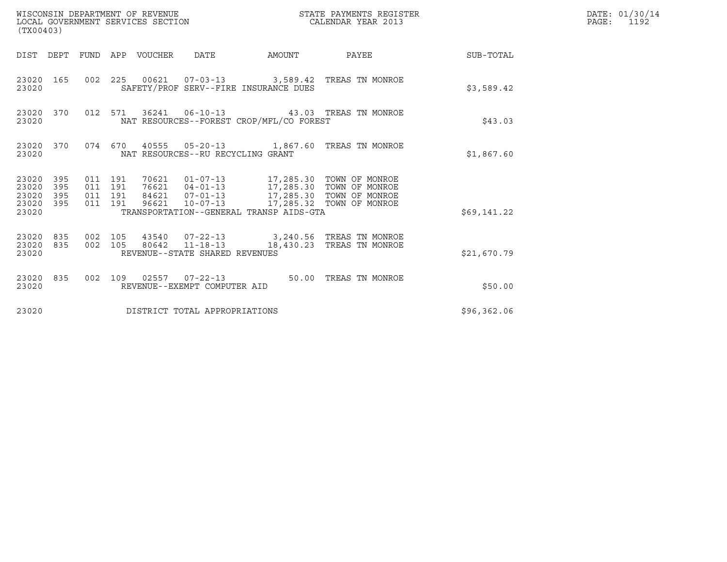WISCONSIN DEPARTMENT OF REVENUE
LOCAL GOVERNMENT SERVICES SECTION
(TX00403)

STATE PAYMENTS REGISTER
CALENDAR YEAR 2013

DATE: 01/30/14
PAGE: 1192

| DIST | DEPT | FUND | APP | VOUCHER | DATE | AMOUNT | PAYEE | SUB-TOTAL |
|---|---|---|---|---|---|---|---|---|
| 23020 | 165 | 002 | 225 | 00621 | 07-03-13 | 3,589.42 | TREAS TN MONROE | |
| 23020 | | | | SAFETY/PROF SERV--FIRE INSURANCE DUES | | | | $3,589.42 |
| 23020 | 370 | 012 | 571 | 36241 | 06-10-13 | 43.03 | TREAS TN MONROE | |
| 23020 | | | | NAT RESOURCES--FOREST CROP/MFL/CO FOREST | | | | $43.03 |
| 23020 | 370 | 074 | 670 | 40555 | 05-20-13 | 1,867.60 | TREAS TN MONROE | |
| 23020 | | | | NAT RESOURCES--RU RECYCLING GRANT | | | | $1,867.60 |
| 23020 | 395 | 011 | 191 | 70621 | 01-07-13 | 17,285.30 | TOWN OF MONROE | |
| 23020 | 395 | 011 | 191 | 76621 | 04-01-13 | 17,285.30 | TOWN OF MONROE | |
| 23020 | 395 | 011 | 191 | 84621 | 07-01-13 | 17,285.30 | TOWN OF MONROE | |
| 23020 | 395 | 011 | 191 | 96621 | 10-07-13 | 17,285.32 | TOWN OF MONROE | |
| 23020 | | | | TRANSPORTATION--GENERAL TRANSP AIDS-GTA | | | | $69,141.22 |
| 23020 | 835 | 002 | 105 | 43540 | 07-22-13 | 3,240.56 | TREAS TN MONROE | |
| 23020 | 835 | 002 | 105 | 80642 | 11-18-13 | 18,430.23 | TREAS TN MONROE | |
| 23020 | | | | REVENUE--STATE SHARED REVENUES | | | | $21,670.79 |
| 23020 | 835 | 002 | 109 | 02557 | 07-22-13 | 50.00 | TREAS TN MONROE | |
| 23020 | | | | REVENUE--EXEMPT COMPUTER AID | | | | $50.00 |
| 23020 | | | | DISTRICT TOTAL APPROPRIATIONS | | | | $96,362.06 |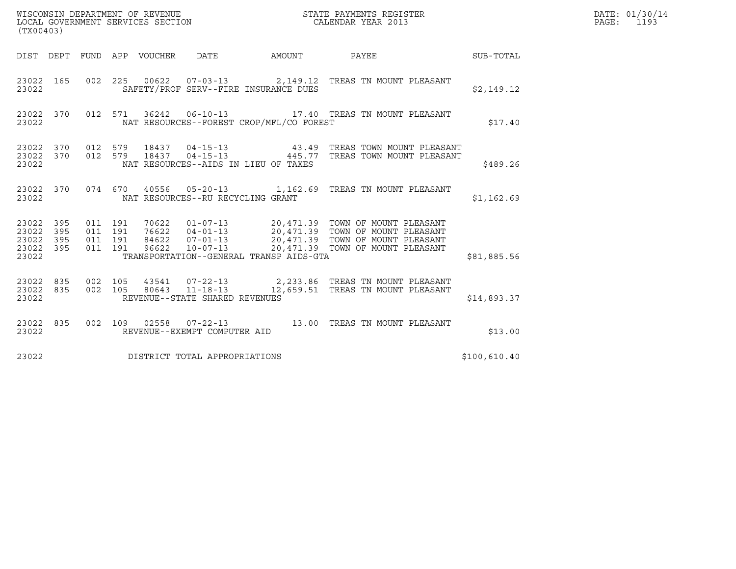WISCONSIN DEPARTMENT OF REVENUE
LOCAL GOVERNMENT SERVICES SECTION
(TX00403)

STATE PAYMENTS REGISTER
CALENDAR YEAR 2013

DATE: 01/30/14

| DIST | DEPT | FUND | APP | VOUCHER | DATE | AMOUNT | PAYEE | SUB-TOTAL |
|---|---|---|---|---|---|---|---|---|
| 23022 | 165 | 002 | 225 | 00622 | 07-03-13 | 2,149.12 | TREAS TN MOUNT PLEASANT | |
| 23022 | | | | | SAFETY/PROF SERV--FIRE INSURANCE DUES | | | $2,149.12 |
| 23022 | 370 | 012 | 571 | 36242 | 06-10-13 | 17.40 | TREAS TN MOUNT PLEASANT | |
| 23022 | | | | | NAT RESOURCES--FOREST CROP/MFL/CO FOREST | | | $17.40 |
| 23022 | 370 | 012 | 579 | 18437 | 04-15-13 | 43.49 | TREAS TOWN MOUNT PLEASANT | |
| 23022 | 370 | 012 | 579 | 18437 | 04-15-13 | 445.77 | TREAS TOWN MOUNT PLEASANT | |
| 23022 | | | | | NAT RESOURCES--AIDS IN LIEU OF TAXES | | | $489.26 |
| 23022 | 370 | 074 | 670 | 40556 | 05-20-13 | 1,162.69 | TREAS TN MOUNT PLEASANT | |
| 23022 | | | | | NAT RESOURCES--RU RECYCLING GRANT | | | $1,162.69 |
| 23022 | 395 | 011 | 191 | 70622 | 01-07-13 | 20,471.39 | TOWN OF MOUNT PLEASANT | |
| 23022 | 395 | 011 | 191 | 76622 | 04-01-13 | 20,471.39 | TOWN OF MOUNT PLEASANT | |
| 23022 | 395 | 011 | 191 | 84622 | 07-01-13 | 20,471.39 | TOWN OF MOUNT PLEASANT | |
| 23022 | 395 | 011 | 191 | 96622 | 10-07-13 | 20,471.39 | TOWN OF MOUNT PLEASANT | |
| 23022 | | | | | TRANSPORTATION--GENERAL TRANSP AIDS-GTA | | | $81,885.56 |
| 23022 | 835 | 002 | 105 | 43541 | 07-22-13 | 2,233.86 | TREAS TN MOUNT PLEASANT | |
| 23022 | 835 | 002 | 105 | 80643 | 11-18-13 | 12,659.51 | TREAS TN MOUNT PLEASANT | |
| 23022 | | | | | REVENUE--STATE SHARED REVENUES | | | $14,893.37 |
| 23022 | 835 | 002 | 109 | 02558 | 07-22-13 | 13.00 | TREAS TN MOUNT PLEASANT | |
| 23022 | | | | | REVENUE--EXEMPT COMPUTER AID | | | $13.00 |
| 23022 | | | | | DISTRICT TOTAL APPROPRIATIONS | | | $100,610.40 |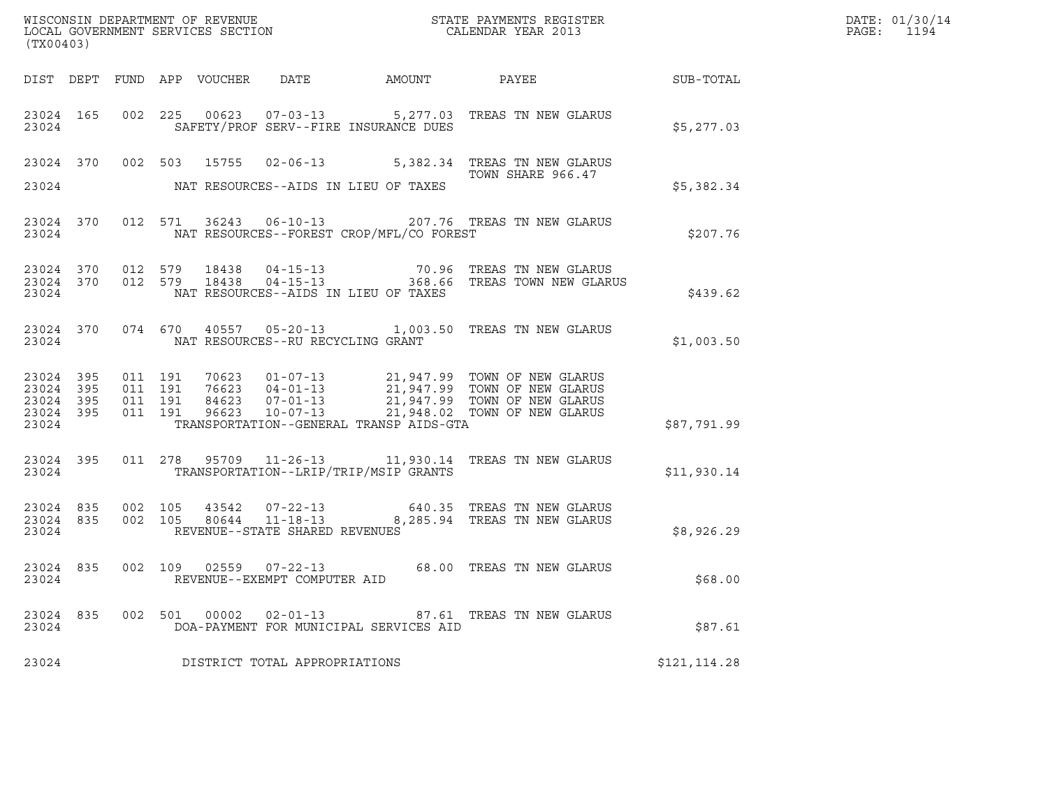WISCONSIN DEPARTMENT OF REVENUE
LOCAL GOVERNMENT SERVICES SECTION
(TX00403)

STATE PAYMENTS REGISTER
CALENDAR YEAR 2013

DATE: 01/30/14

| DIST | DEPT | FUND | APP | VOUCHER | DATE | AMOUNT | PAYEE | SUB-TOTAL |
|---|---|---|---|---|---|---|---|---|
| 23024 | 165 | 002 | 225 | 00623 | 07-03-13 | 5,277.03 | TREAS TN NEW GLARUS | |
| 23024 | | | | | SAFETY/PROF SERV--FIRE INSURANCE DUES | | | $5,277.03 |
| 23024 | 370 | 002 | 503 | 15755 | 02-06-13 | 5,382.34 | TREAS TN NEW GLARUS TOWN SHARE 966.47 | |
| 23024 | | | | | NAT RESOURCES--AIDS IN LIEU OF TAXES | | | $5,382.34 |
| 23024 | 370 | 012 | 571 | 36243 | 06-10-13 | 207.76 | TREAS TN NEW GLARUS | |
| 23024 | | | | | NAT RESOURCES--FOREST CROP/MFL/CO FOREST | | | $207.76 |
| 23024 | 370 | 012 | 579 | 18438 | 04-15-13 | 70.96 | TREAS TN NEW GLARUS | |
| 23024 | 370 | 012 | 579 | 18438 | 04-15-13 | 368.66 | TREAS TOWN NEW GLARUS | |
| 23024 | | | | | NAT RESOURCES--AIDS IN LIEU OF TAXES | | | $439.62 |
| 23024 | 370 | 074 | 670 | 40557 | 05-20-13 | 1,003.50 | TREAS TN NEW GLARUS | |
| 23024 | | | | | NAT RESOURCES--RU RECYCLING GRANT | | | $1,003.50 |
| 23024 | 395 | 011 | 191 | 70623 | 01-07-13 | 21,947.99 | TOWN OF NEW GLARUS | |
| 23024 | 395 | 011 | 191 | 76623 | 04-01-13 | 21,947.99 | TOWN OF NEW GLARUS | |
| 23024 | 395 | 011 | 191 | 84623 | 07-01-13 | 21,947.99 | TOWN OF NEW GLARUS | |
| 23024 | 395 | 011 | 191 | 96623 | 10-07-13 | 21,948.02 | TOWN OF NEW GLARUS | |
| 23024 | | | | | TRANSPORTATION--GENERAL TRANSP AIDS-GTA | | | $87,791.99 |
| 23024 | 395 | 011 | 278 | 95709 | 11-26-13 | 11,930.14 | TREAS TN NEW GLARUS | |
| 23024 | | | | | TRANSPORTATION--LRIP/TRIP/MSIP GRANTS | | | $11,930.14 |
| 23024 | 835 | 002 | 105 | 43542 | 07-22-13 | 640.35 | TREAS TN NEW GLARUS | |
| 23024 | 835 | 002 | 105 | 80644 | 11-18-13 | 8,285.94 | TREAS TN NEW GLARUS | |
| 23024 | | | | | REVENUE--STATE SHARED REVENUES | | | $8,926.29 |
| 23024 | 835 | 002 | 109 | 02559 | 07-22-13 | 68.00 | TREAS TN NEW GLARUS | |
| 23024 | | | | | REVENUE--EXEMPT COMPUTER AID | | | $68.00 |
| 23024 | 835 | 002 | 501 | 00002 | 02-01-13 | 87.61 | TREAS TN NEW GLARUS | |
| 23024 | | | | | DOA-PAYMENT FOR MUNICIPAL SERVICES AID | | | $87.61 |
| 23024 | | | | | DISTRICT TOTAL APPROPRIATIONS | | | $121,114.28 |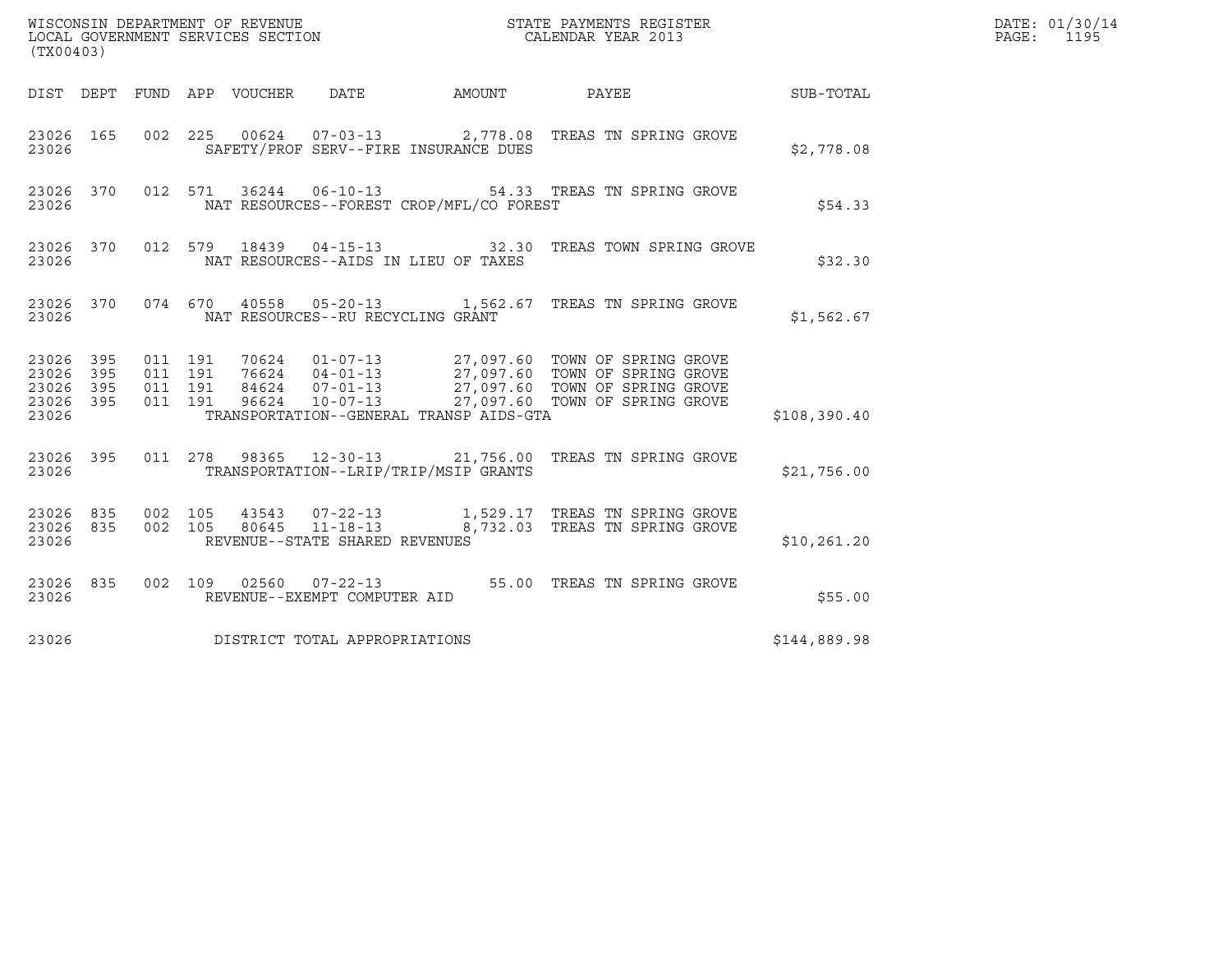WISCONSIN DEPARTMENT OF REVENUE
LOCAL GOVERNMENT SERVICES SECTION
(TX00403)

STATE PAYMENTS REGISTER
CALENDAR YEAR 2013

DATE: 01/30/14

| DIST | DEPT | FUND | APP | VOUCHER | DATE | AMOUNT | PAYEE | SUB-TOTAL |
|---|---|---|---|---|---|---|---|---|
| 23026 | 165 | 002 | 225 | 00624 | 07-03-13 | 2,778.08 | TREAS TN SPRING GROVE | |
| 23026 | | | | SAFETY/PROF SERV--FIRE INSURANCE DUES | | | | $2,778.08 |
| 23026 | 370 | 012 | 571 | 36244 | 06-10-13 | 54.33 | TREAS TN SPRING GROVE | |
| 23026 | | | | NAT RESOURCES--FOREST CROP/MFL/CO FOREST | | | | $54.33 |
| 23026 | 370 | 012 | 579 | 18439 | 04-15-13 | 32.30 | TREAS TOWN SPRING GROVE | |
| 23026 | | | | NAT RESOURCES--AIDS IN LIEU OF TAXES | | | | $32.30 |
| 23026 | 370 | 074 | 670 | 40558 | 05-20-13 | 1,562.67 | TREAS TN SPRING GROVE | |
| 23026 | | | | NAT RESOURCES--RU RECYCLING GRANT | | | | $1,562.67 |
| 23026 | 395 | 011 | 191 | 70624 | 01-07-13 | 27,097.60 | TOWN OF SPRING GROVE | |
| 23026 | 395 | 011 | 191 | 76624 | 04-01-13 | 27,097.60 | TOWN OF SPRING GROVE | |
| 23026 | 395 | 011 | 191 | 84624 | 07-01-13 | 27,097.60 | TOWN OF SPRING GROVE | |
| 23026 | 395 | 011 | 191 | 96624 | 10-07-13 | 27,097.60 | TOWN OF SPRING GROVE | |
| 23026 | | | | TRANSPORTATION--GENERAL TRANSP AIDS-GTA | | | | $108,390.40 |
| 23026 | 395 | 011 | 278 | 98365 | 12-30-13 | 21,756.00 | TREAS TN SPRING GROVE | |
| 23026 | | | | TRANSPORTATION--LRIP/TRIP/MSIP GRANTS | | | | $21,756.00 |
| 23026 | 835 | 002 | 105 | 43543 | 07-22-13 | 1,529.17 | TREAS TN SPRING GROVE | |
| 23026 | 835 | 002 | 105 | 80645 | 11-18-13 | 8,732.03 | TREAS TN SPRING GROVE | |
| 23026 | | | | REVENUE--STATE SHARED REVENUES | | | | $10,261.20 |
| 23026 | 835 | 002 | 109 | 02560 | 07-22-13 | 55.00 | TREAS TN SPRING GROVE | |
| 23026 | | | | REVENUE--EXEMPT COMPUTER AID | | | | $55.00 |
| 23026 | | | | DISTRICT TOTAL APPROPRIATIONS | | | | $144,889.98 |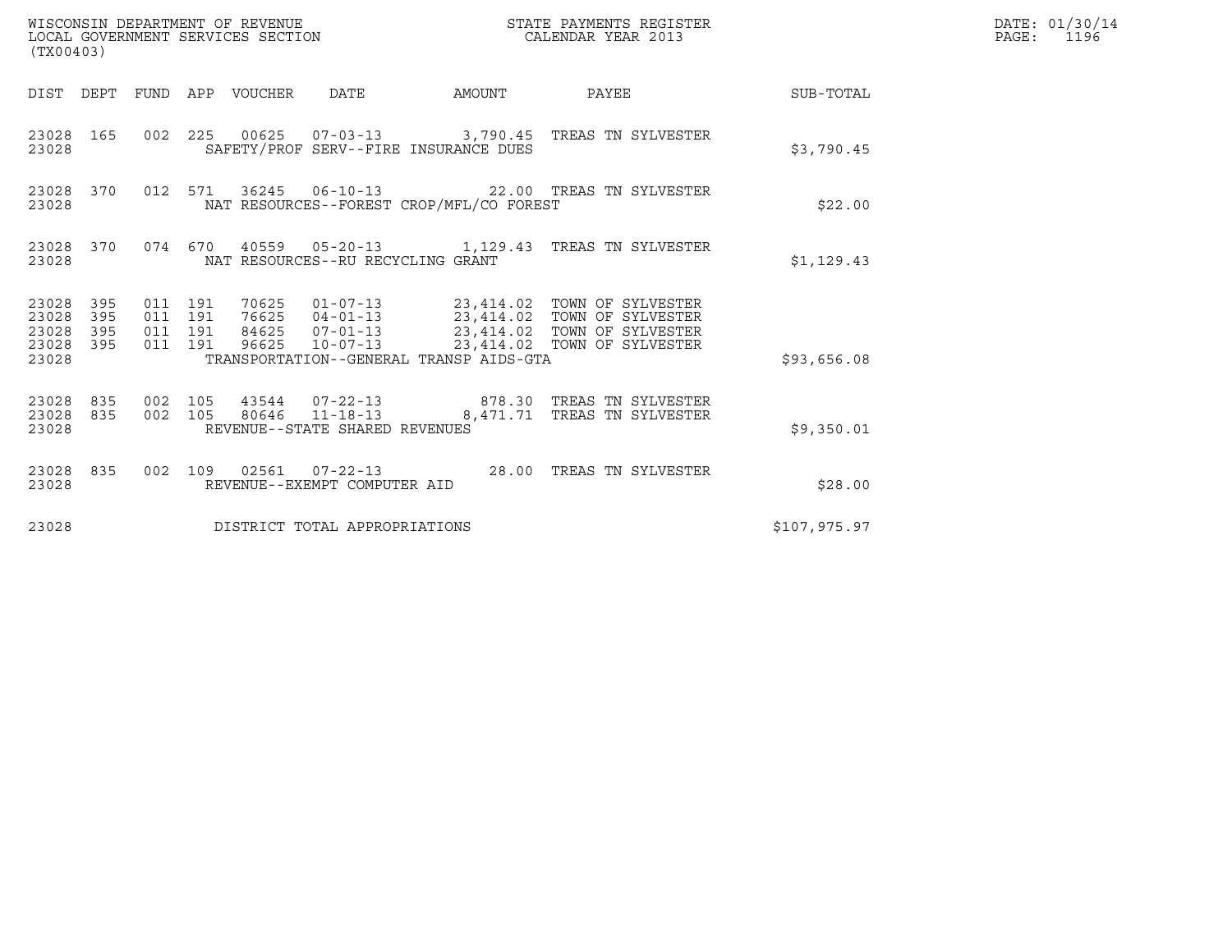WISCONSIN DEPARTMENT OF REVENUE
LOCAL GOVERNMENT SERVICES SECTION
(TX00403)

STATE PAYMENTS REGISTER
CALENDAR YEAR 2013

DATE: 01/30/14
PAGE: 1196

| DIST | DEPT | FUND | APP | VOUCHER | DATE | AMOUNT | PAYEE | SUB-TOTAL |
|---|---|---|---|---|---|---|---|---|
| 23028 | 165 | 002 | 225 | 00625 | 07-03-13 | 3,790.45 | TREAS TN SYLVESTER | |
| 23028 | | | | | SAFETY/PROF SERV--FIRE INSURANCE DUES | | | $3,790.45 |
| 23028 | 370 | 012 | 571 | 36245 | 06-10-13 | 22.00 | TREAS TN SYLVESTER | |
| 23028 | | | | | NAT RESOURCES--FOREST CROP/MFL/CO FOREST | | | $22.00 |
| 23028 | 370 | 074 | 670 | 40559 | 05-20-13 | 1,129.43 | TREAS TN SYLVESTER | |
| 23028 | | | | | NAT RESOURCES--RU RECYCLING GRANT | | | $1,129.43 |
| 23028 | 395 | 011 | 191 | 70625 | 01-07-13 | 23,414.02 | TOWN OF SYLVESTER | |
| 23028 | 395 | 011 | 191 | 76625 | 04-01-13 | 23,414.02 | TOWN OF SYLVESTER | |
| 23028 | 395 | 011 | 191 | 84625 | 07-01-13 | 23,414.02 | TOWN OF SYLVESTER | |
| 23028 | 395 | 011 | 191 | 96625 | 10-07-13 | 23,414.02 | TOWN OF SYLVESTER | |
| 23028 | | | | | TRANSPORTATION--GENERAL TRANSP AIDS-GTA | | | $93,656.08 |
| 23028 | 835 | 002 | 105 | 43544 | 07-22-13 | 878.30 | TREAS TN SYLVESTER | |
| 23028 | 835 | 002 | 105 | 80646 | 11-18-13 | 8,471.71 | TREAS TN SYLVESTER | |
| 23028 | | | | | REVENUE--STATE SHARED REVENUES | | | $9,350.01 |
| 23028 | 835 | 002 | 109 | 02561 | 07-22-13 | 28.00 | TREAS TN SYLVESTER | |
| 23028 | | | | | REVENUE--EXEMPT COMPUTER AID | | | $28.00 |
| 23028 | | | | | DISTRICT TOTAL APPROPRIATIONS | | | $107,975.97 |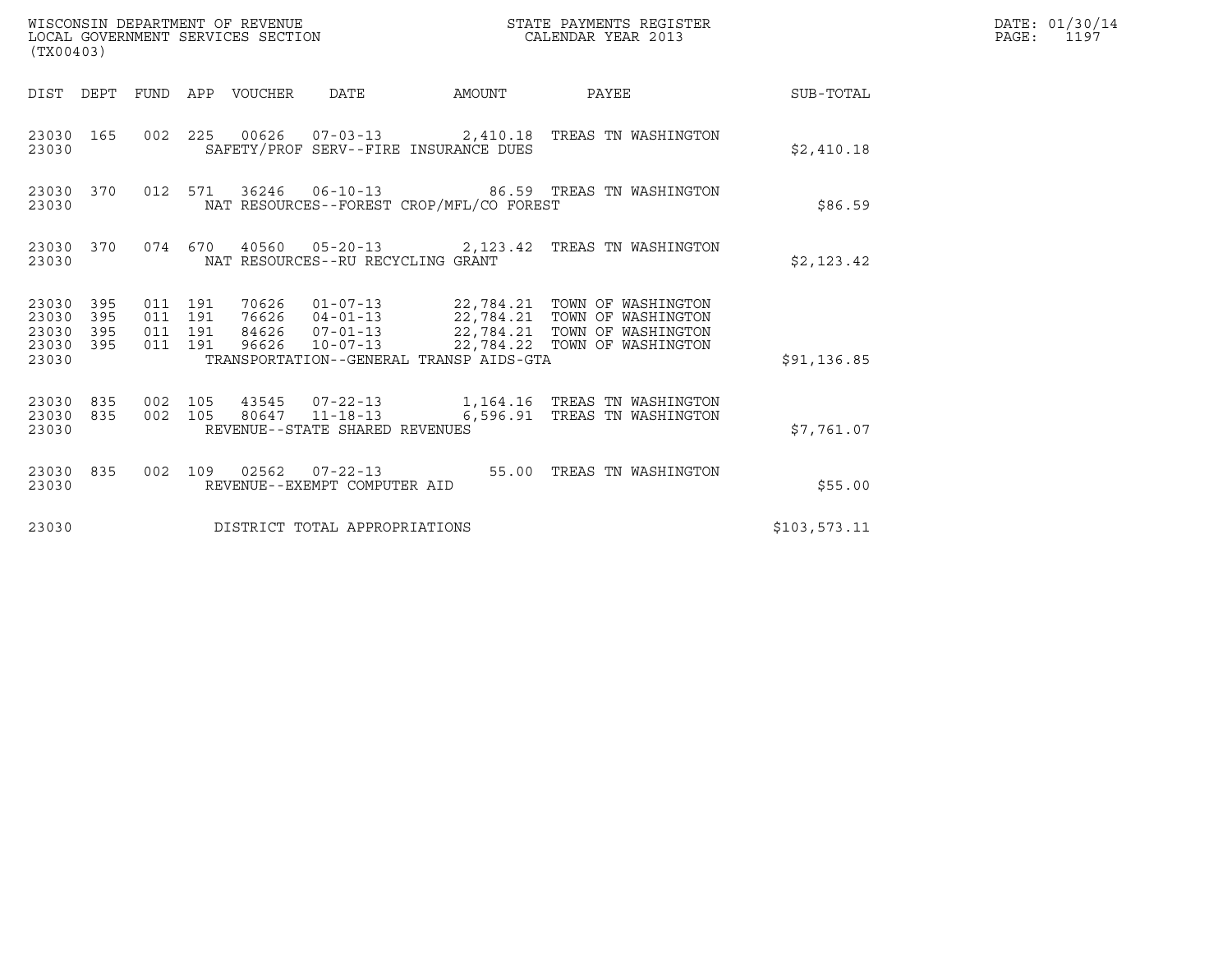WISCONSIN DEPARTMENT OF REVENUE
LOCAL GOVERNMENT SERVICES SECTION
(TX00403)

STATE PAYMENTS REGISTER
CALENDAR YEAR 2013

DATE: 01/30/14
PAGE: 1197

| DIST | DEPT | FUND | APP | VOUCHER | DATE | AMOUNT | PAYEE | SUB-TOTAL |
|---|---|---|---|---|---|---|---|---|
| 23030 | 165 | 002 | 225 | 00626 | 07-03-13 | 2,410.18 | TREAS TN WASHINGTON | |
| 23030 | | | | SAFETY/PROF SERV--FIRE INSURANCE DUES | | | | $2,410.18 |
| 23030 | 370 | 012 | 571 | 36246 | 06-10-13 | 86.59 | TREAS TN WASHINGTON | |
| 23030 | | | | NAT RESOURCES--FOREST CROP/MFL/CO FOREST | | | | $86.59 |
| 23030 | 370 | 074 | 670 | 40560 | 05-20-13 | 2,123.42 | TREAS TN WASHINGTON | |
| 23030 | | | | NAT RESOURCES--RU RECYCLING GRANT | | | | $2,123.42 |
| 23030 | 395 | 011 | 191 | 70626 | 01-07-13 | 22,784.21 | TOWN OF WASHINGTON | |
| 23030 | 395 | 011 | 191 | 76626 | 04-01-13 | 22,784.21 | TOWN OF WASHINGTON | |
| 23030 | 395 | 011 | 191 | 84626 | 07-01-13 | 22,784.21 | TOWN OF WASHINGTON | |
| 23030 | 395 | 011 | 191 | 96626 | 10-07-13 | 22,784.22 | TOWN OF WASHINGTON | |
| 23030 | | | | TRANSPORTATION--GENERAL TRANSP AIDS-GTA | | | | $91,136.85 |
| 23030 | 835 | 002 | 105 | 43545 | 07-22-13 | 1,164.16 | TREAS TN WASHINGTON | |
| 23030 | 835 | 002 | 105 | 80647 | 11-18-13 | 6,596.91 | TREAS TN WASHINGTON | |
| 23030 | | | | REVENUE--STATE SHARED REVENUES | | | | $7,761.07 |
| 23030 | 835 | 002 | 109 | 02562 | 07-22-13 | 55.00 | TREAS TN WASHINGTON | |
| 23030 | | | | REVENUE--EXEMPT COMPUTER AID | | | | $55.00 |
| 23030 | | | | DISTRICT TOTAL APPROPRIATIONS | | | | $103,573.11 |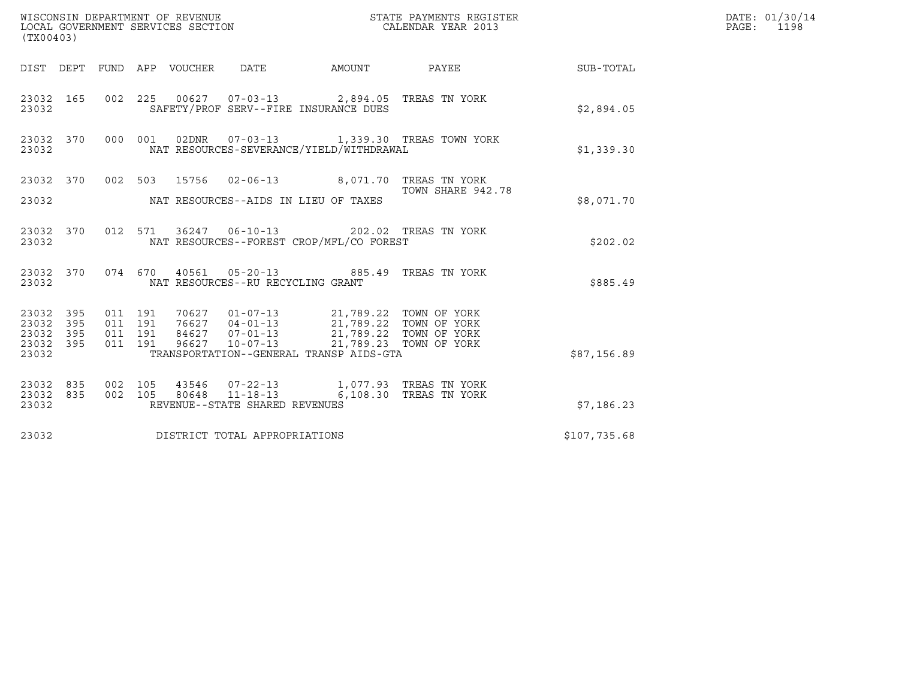WISCONSIN DEPARTMENT OF REVENUE
LOCAL GOVERNMENT SERVICES SECTION
(TX00403)

STATE PAYMENTS REGISTER
CALENDAR YEAR 2013

DATE: 01/30/14
PAGE: 1198

| DIST | DEPT | FUND | APP | VOUCHER | DATE | AMOUNT | PAYEE | SUB-TOTAL |
|---|---|---|---|---|---|---|---|---|
| 23032 | 165 | 002 | 225 | 00627 | 07-03-13 | 2,894.05 | TREAS TN YORK | |
| 23032 | | | | SAFETY/PROF SERV--FIRE INSURANCE DUES | | | | $2,894.05 |
| 23032 | 370 | 000 | 001 | 02DNR | 07-03-13 | 1,339.30 | TREAS TOWN YORK | |
| 23032 | | | | NAT RESOURCES-SEVERANCE/YIELD/WITHDRAWAL | | | | $1,339.30 |
| 23032 | 370 | 002 | 503 | 15756 | 02-06-13 | 8,071.70 | TREAS TN YORK TOWN SHARE 942.78 | |
| 23032 | | | | NAT RESOURCES--AIDS IN LIEU OF TAXES | | | | $8,071.70 |
| 23032 | 370 | 012 | 571 | 36247 | 06-10-13 | 202.02 | TREAS TN YORK | |
| 23032 | | | | NAT RESOURCES--FOREST CROP/MFL/CO FOREST | | | | $202.02 |
| 23032 | 370 | 074 | 670 | 40561 | 05-20-13 | 885.49 | TREAS TN YORK | |
| 23032 | | | | NAT RESOURCES--RU RECYCLING GRANT | | | | $885.49 |
| 23032 | 395 | 011 | 191 | 70627 | 01-07-13 | 21,789.22 | TOWN OF YORK | |
| 23032 | 395 | 011 | 191 | 76627 | 04-01-13 | 21,789.22 | TOWN OF YORK | |
| 23032 | 395 | 011 | 191 | 84627 | 07-01-13 | 21,789.22 | TOWN OF YORK | |
| 23032 | 395 | 011 | 191 | 96627 | 10-07-13 | 21,789.23 | TOWN OF YORK | |
| 23032 | | | | TRANSPORTATION--GENERAL TRANSP AIDS-GTA | | | | $87,156.89 |
| 23032 | 835 | 002 | 105 | 43546 | 07-22-13 | 1,077.93 | TREAS TN YORK | |
| 23032 | 835 | 002 | 105 | 80648 | 11-18-13 | 6,108.30 | TREAS TN YORK | |
| 23032 | | | | REVENUE--STATE SHARED REVENUES | | | | $7,186.23 |
| 23032 | | | | DISTRICT TOTAL APPROPRIATIONS | | | | $107,735.68 |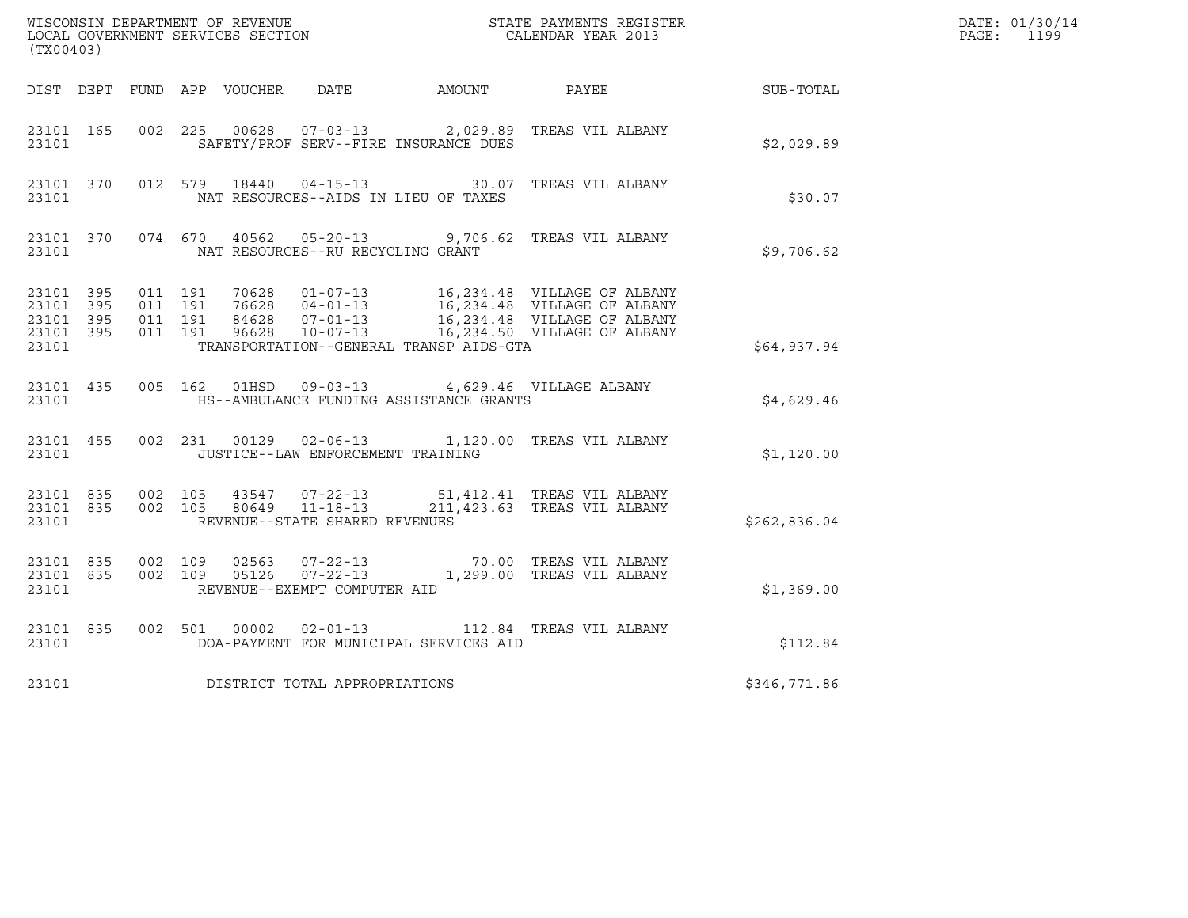WISCONSIN DEPARTMENT OF REVENUE
LOCAL GOVERNMENT SERVICES SECTION
(TX00403)

STATE PAYMENTS REGISTER
CALENDAR YEAR 2013

DATE: 01/30/14
PAGE: 1199

| DIST | DEPT | FUND | APP | VOUCHER | DATE | AMOUNT | PAYEE | SUB-TOTAL |
|---|---|---|---|---|---|---|---|---|
| 23101 | 165 | 002 | 225 | 00628 | 07-03-13 | 2,029.89 | TREAS VIL ALBANY | |
| 23101 | | | | SAFETY/PROF SERV--FIRE INSURANCE DUES | | | | $2,029.89 |
| 23101 | 370 | 012 | 579 | 18440 | 04-15-13 | 30.07 | TREAS VIL ALBANY | |
| 23101 | | | | NAT RESOURCES--AIDS IN LIEU OF TAXES | | | | $30.07 |
| 23101 | 370 | 074 | 670 | 40562 | 05-20-13 | 9,706.62 | TREAS VIL ALBANY | |
| 23101 | | | | NAT RESOURCES--RU RECYCLING GRANT | | | | $9,706.62 |
| 23101 | 395 | 011 | 191 | 70628 | 01-07-13 | 16,234.48 | VILLAGE OF ALBANY | |
| 23101 | 395 | 011 | 191 | 76628 | 04-01-13 | 16,234.48 | VILLAGE OF ALBANY | |
| 23101 | 395 | 011 | 191 | 84628 | 07-01-13 | 16,234.48 | VILLAGE OF ALBANY | |
| 23101 | 395 | 011 | 191 | 96628 | 10-07-13 | 16,234.50 | VILLAGE OF ALBANY | |
| 23101 | | | | TRANSPORTATION--GENERAL TRANSP AIDS-GTA | | | | $64,937.94 |
| 23101 | 435 | 005 | 162 | 01HSD | 09-03-13 | 4,629.46 | VILLAGE ALBANY | |
| 23101 | | | | HS--AMBULANCE FUNDING ASSISTANCE GRANTS | | | | $4,629.46 |
| 23101 | 455 | 002 | 231 | 00129 | 02-06-13 | 1,120.00 | TREAS VIL ALBANY | |
| 23101 | | | | JUSTICE--LAW ENFORCEMENT TRAINING | | | | $1,120.00 |
| 23101 | 835 | 002 | 105 | 43547 | 07-22-13 | 51,412.41 | TREAS VIL ALBANY | |
| 23101 | 835 | 002 | 105 | 80649 | 11-18-13 | 211,423.63 | TREAS VIL ALBANY | |
| 23101 | | | | REVENUE--STATE SHARED REVENUES | | | | $262,836.04 |
| 23101 | 835 | 002 | 109 | 02563 | 07-22-13 | 70.00 | TREAS VIL ALBANY | |
| 23101 | 835 | 002 | 109 | 05126 | 07-22-13 | 1,299.00 | TREAS VIL ALBANY | |
| 23101 | | | | REVENUE--EXEMPT COMPUTER AID | | | | $1,369.00 |
| 23101 | 835 | 002 | 501 | 00002 | 02-01-13 | 112.84 | TREAS VIL ALBANY | |
| 23101 | | | | DOA-PAYMENT FOR MUNICIPAL SERVICES AID | | | | $112.84 |
| 23101 | | | | DISTRICT TOTAL APPROPRIATIONS | | | | $346,771.86 |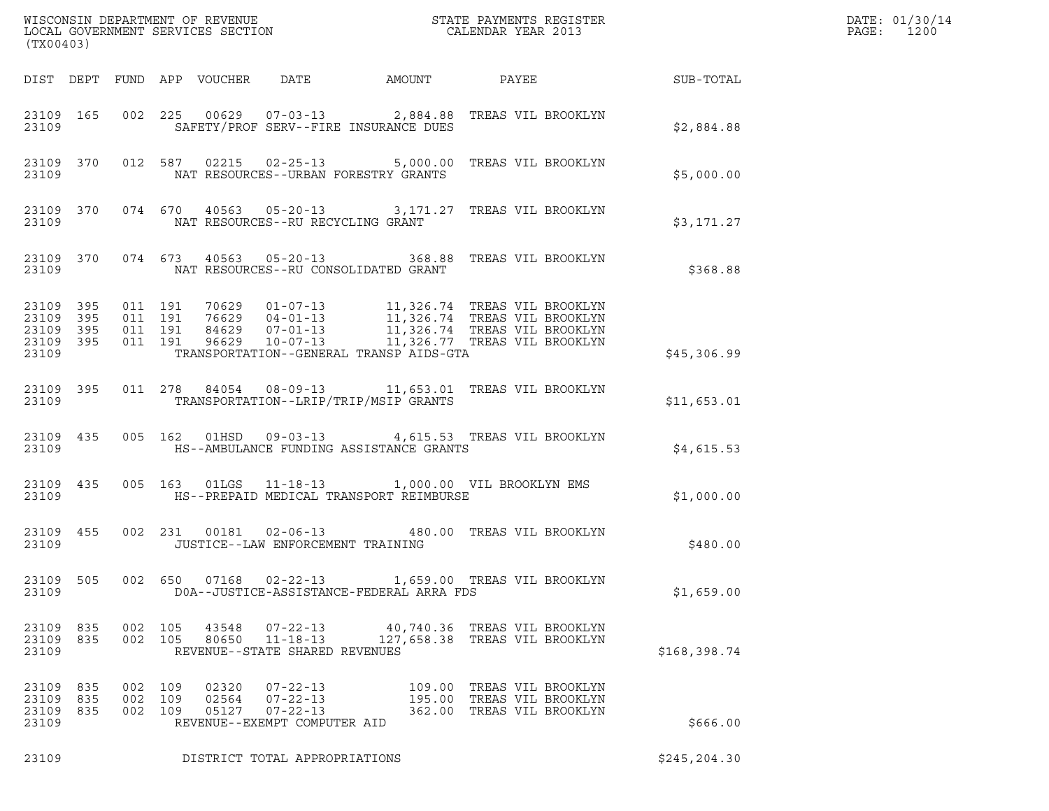WISCONSIN DEPARTMENT OF REVENUE
LOCAL GOVERNMENT SERVICES SECTION
(TX00403)

STATE PAYMENTS REGISTER
CALENDAR YEAR 2013

DATE: 01/30/14

| DIST | DEPT | FUND | APP | VOUCHER | DATE | AMOUNT | PAYEE | SUB-TOTAL |
|---|---|---|---|---|---|---|---|---|
| 23109 | 165 | 002 | 225 | 00629 | 07-03-13 | 2,884.88 | TREAS VIL BROOKLYN | |
| 23109 | | | | SAFETY/PROF SERV--FIRE INSURANCE DUES | | | | $2,884.88 |
| 23109 | 370 | 012 | 587 | 02215 | 02-25-13 | 5,000.00 | TREAS VIL BROOKLYN | |
| 23109 | | | | NAT RESOURCES--URBAN FORESTRY GRANTS | | | | $5,000.00 |
| 23109 | 370 | 074 | 670 | 40563 | 05-20-13 | 3,171.27 | TREAS VIL BROOKLYN | |
| 23109 | | | | NAT RESOURCES--RU RECYCLING GRANT | | | | $3,171.27 |
| 23109 | 370 | 074 | 673 | 40563 | 05-20-13 | 368.88 | TREAS VIL BROOKLYN | |
| 23109 | | | | NAT RESOURCES--RU CONSOLIDATED GRANT | | | | $368.88 |
| 23109 | 395 | 011 | 191 | 70629 | 01-07-13 | 11,326.74 | TREAS VIL BROOKLYN | |
| 23109 | 395 | 011 | 191 | 76629 | 04-01-13 | 11,326.74 | TREAS VIL BROOKLYN | |
| 23109 | 395 | 011 | 191 | 84629 | 07-01-13 | 11,326.74 | TREAS VIL BROOKLYN | |
| 23109 | 395 | 011 | 191 | 96629 | 10-07-13 | 11,326.77 | TREAS VIL BROOKLYN | |
| 23109 | | | | TRANSPORTATION--GENERAL TRANSP AIDS-GTA | | | | $45,306.99 |
| 23109 | 395 | 011 | 278 | 84054 | 08-09-13 | 11,653.01 | TREAS VIL BROOKLYN | |
| 23109 | | | | TRANSPORTATION--LRIP/TRIP/MSIP GRANTS | | | | $11,653.01 |
| 23109 | 435 | 005 | 162 | 01HSD | 09-03-13 | 4,615.53 | TREAS VIL BROOKLYN | |
| 23109 | | | | HS--AMBULANCE FUNDING ASSISTANCE GRANTS | | | | $4,615.53 |
| 23109 | 435 | 005 | 163 | 01LGS | 11-18-13 | 1,000.00 | VIL BROOKLYN EMS | |
| 23109 | | | | HS--PREPAID MEDICAL TRANSPORT REIMBURSE | | | | $1,000.00 |
| 23109 | 455 | 002 | 231 | 00181 | 02-06-13 | 480.00 | TREAS VIL BROOKLYN | |
| 23109 | | | | JUSTICE--LAW ENFORCEMENT TRAINING | | | | $480.00 |
| 23109 | 505 | 002 | 650 | 07168 | 02-22-13 | 1,659.00 | TREAS VIL BROOKLYN | |
| 23109 | | | | DOA--JUSTICE-ASSISTANCE-FEDERAL ARRA FDS | | | | $1,659.00 |
| 23109 | 835 | 002 | 105 | 43548 | 07-22-13 | 40,740.36 | TREAS VIL BROOKLYN | |
| 23109 | 835 | 002 | 105 | 80650 | 11-18-13 | 127,658.38 | TREAS VIL BROOKLYN | |
| 23109 | | | | REVENUE--STATE SHARED REVENUES | | | | $168,398.74 |
| 23109 | 835 | 002 | 109 | 02320 | 07-22-13 | 109.00 | TREAS VIL BROOKLYN | |
| 23109 | 835 | 002 | 109 | 02564 | 07-22-13 | 195.00 | TREAS VIL BROOKLYN | |
| 23109 | 835 | 002 | 109 | 05127 | 07-22-13 | 362.00 | TREAS VIL BROOKLYN | |
| 23109 | | | | REVENUE--EXEMPT COMPUTER AID | | | | $666.00 |
| 23109 | | | | DISTRICT TOTAL APPROPRIATIONS | | | | $245,204.30 |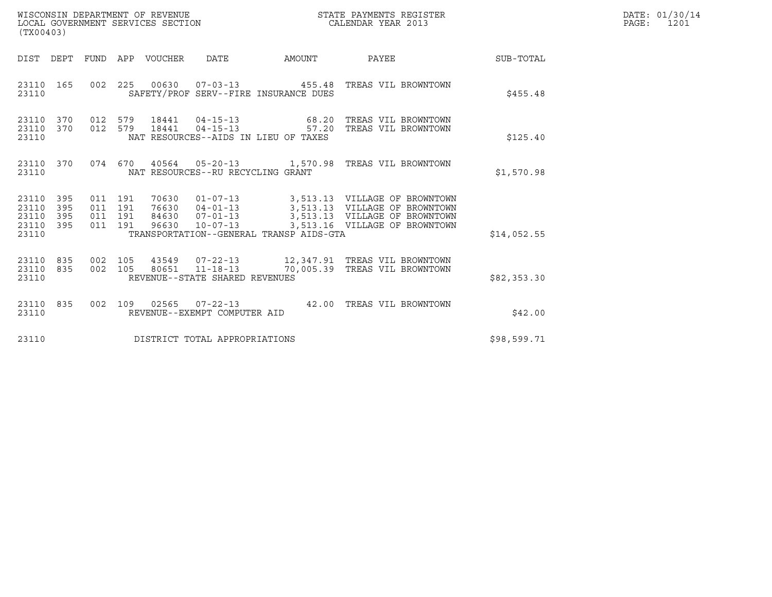WISCONSIN DEPARTMENT OF REVENUE
LOCAL GOVERNMENT SERVICES SECTION
(TX00403)

STATE PAYMENTS REGISTER
CALENDAR YEAR 2013

DATE: 01/30/14
PAGE: 1201

| DIST | DEPT | FUND | APP | VOUCHER | DATE | AMOUNT | PAYEE | SUB-TOTAL |
|---|---|---|---|---|---|---|---|---|
| 23110 | 165 | 002 | 225 | 00630 | 07-03-13 | 455.48 | TREAS VIL BROWNTOWN | |
| 23110 | | | | SAFETY/PROF SERV--FIRE INSURANCE DUES | | | | $455.48 |
| 23110 | 370 | 012 | 579 | 18441 | 04-15-13 | 68.20 | TREAS VIL BROWNTOWN | |
| 23110 | 370 | 012 | 579 | 18441 | 04-15-13 | 57.20 | TREAS VIL BROWNTOWN | |
| 23110 | | | | NAT RESOURCES--AIDS IN LIEU OF TAXES | | | | $125.40 |
| 23110 | 370 | 074 | 670 | 40564 | 05-20-13 | 1,570.98 | TREAS VIL BROWNTOWN | |
| 23110 | | | | NAT RESOURCES--RU RECYCLING GRANT | | | | $1,570.98 |
| 23110 | 395 | 011 | 191 | 70630 | 01-07-13 | 3,513.13 | VILLAGE OF BROWNTOWN | |
| 23110 | 395 | 011 | 191 | 76630 | 04-01-13 | 3,513.13 | VILLAGE OF BROWNTOWN | |
| 23110 | 395 | 011 | 191 | 84630 | 07-01-13 | 3,513.13 | VILLAGE OF BROWNTOWN | |
| 23110 | 395 | 011 | 191 | 96630 | 10-07-13 | 3,513.16 | VILLAGE OF BROWNTOWN | |
| 23110 | | | | TRANSPORTATION--GENERAL TRANSP AIDS-GTA | | | | $14,052.55 |
| 23110 | 835 | 002 | 105 | 43549 | 07-22-13 | 12,347.91 | TREAS VIL BROWNTOWN | |
| 23110 | 835 | 002 | 105 | 80651 | 11-18-13 | 70,005.39 | TREAS VIL BROWNTOWN | |
| 23110 | | | | REVENUE--STATE SHARED REVENUES | | | | $82,353.30 |
| 23110 | 835 | 002 | 109 | 02565 | 07-22-13 | 42.00 | TREAS VIL BROWNTOWN | |
| 23110 | | | | REVENUE--EXEMPT COMPUTER AID | | | | $42.00 |
| 23110 | | | | DISTRICT TOTAL APPROPRIATIONS | | | | $98,599.71 |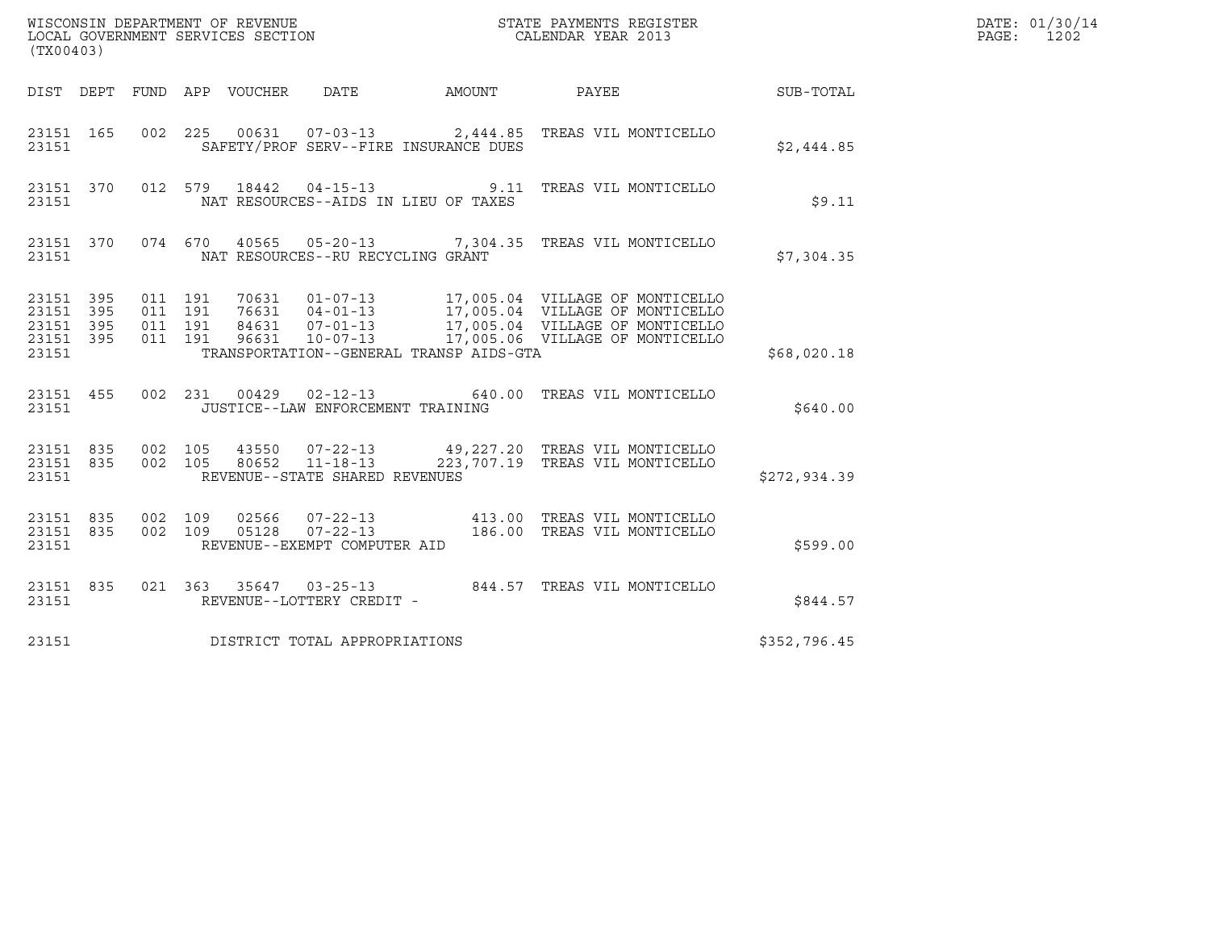WISCONSIN DEPARTMENT OF REVENUE
LOCAL GOVERNMENT SERVICES SECTION
(TX00403)

STATE PAYMENTS REGISTER
CALENDAR YEAR 2013

DATE: 01/30/14
PAGE: 1202

| DIST | DEPT | FUND | APP | VOUCHER | DATE | AMOUNT | PAYEE | SUB-TOTAL |
|---|---|---|---|---|---|---|---|---|
| 23151 | 165 | 002 | 225 | 00631 | 07-03-13 | 2,444.85 | TREAS VIL MONTICELLO | |
| 23151 | | | | SAFETY/PROF SERV--FIRE INSURANCE DUES | | | | $2,444.85 |
| 23151 | 370 | 012 | 579 | 18442 | 04-15-13 | 9.11 | TREAS VIL MONTICELLO | |
| 23151 | | | | NAT RESOURCES--AIDS IN LIEU OF TAXES | | | | $9.11 |
| 23151 | 370 | 074 | 670 | 40565 | 05-20-13 | 7,304.35 | TREAS VIL MONTICELLO | |
| 23151 | | | | NAT RESOURCES--RU RECYCLING GRANT | | | | $7,304.35 |
| 23151 | 395 | 011 | 191 | 70631 | 01-07-13 | 17,005.04 | VILLAGE OF MONTICELLO | |
| 23151 | 395 | 011 | 191 | 76631 | 04-01-13 | 17,005.04 | VILLAGE OF MONTICELLO | |
| 23151 | 395 | 011 | 191 | 84631 | 07-01-13 | 17,005.04 | VILLAGE OF MONTICELLO | |
| 23151 | 395 | 011 | 191 | 96631 | 10-07-13 | 17,005.06 | VILLAGE OF MONTICELLO | |
| 23151 | | | | TRANSPORTATION--GENERAL TRANSP AIDS-GTA | | | | $68,020.18 |
| 23151 | 455 | 002 | 231 | 00429 | 02-12-13 | 640.00 | TREAS VIL MONTICELLO | |
| 23151 | | | | JUSTICE--LAW ENFORCEMENT TRAINING | | | | $640.00 |
| 23151 | 835 | 002 | 105 | 43550 | 07-22-13 | 49,227.20 | TREAS VIL MONTICELLO | |
| 23151 | 835 | 002 | 105 | 80652 | 11-18-13 | 223,707.19 | TREAS VIL MONTICELLO | |
| 23151 | | | | REVENUE--STATE SHARED REVENUES | | | | $272,934.39 |
| 23151 | 835 | 002 | 109 | 02566 | 07-22-13 | 413.00 | TREAS VIL MONTICELLO | |
| 23151 | 835 | 002 | 109 | 05128 | 07-22-13 | 186.00 | TREAS VIL MONTICELLO | |
| 23151 | | | | REVENUE--EXEMPT COMPUTER AID | | | | $599.00 |
| 23151 | 835 | 021 | 363 | 35647 | 03-25-13 | 844.57 | TREAS VIL MONTICELLO | |
| 23151 | | | | REVENUE--LOTTERY CREDIT - | | | | $844.57 |
| 23151 | | | | DISTRICT TOTAL APPROPRIATIONS | | | | $352,796.45 |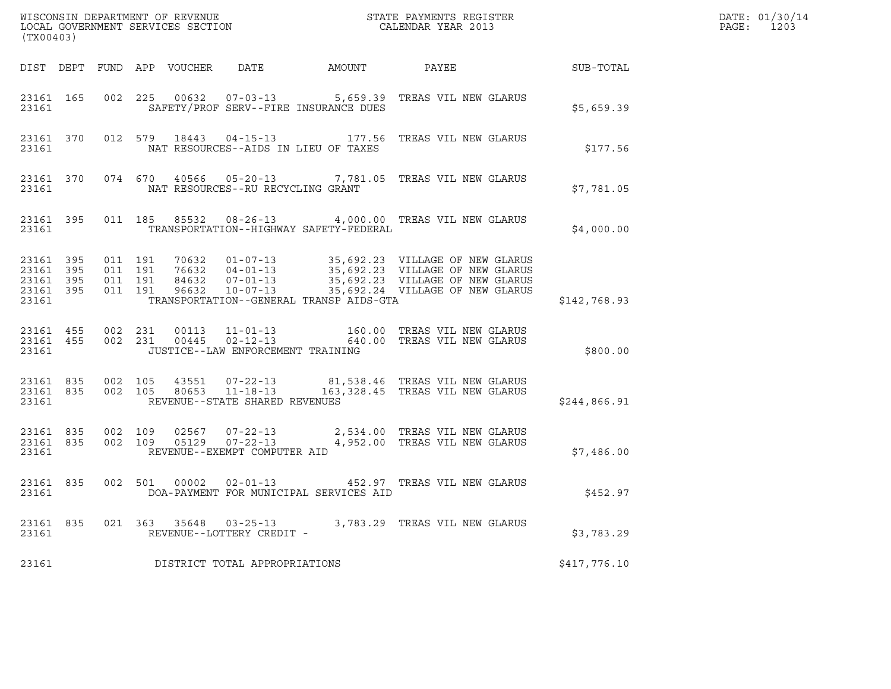WISCONSIN DEPARTMENT OF REVENUE
LOCAL GOVERNMENT SERVICES SECTION
(TX00403)

STATE PAYMENTS REGISTER
CALENDAR YEAR 2013

DATE: 01/30/14
PAGE: 1203

| DIST | DEPT | FUND | APP | VOUCHER | DATE | AMOUNT | PAYEE | SUB-TOTAL |
|---|---|---|---|---|---|---|---|---|
| 23161 | 165 | 002 | 225 | 00632 | 07-03-13 | 5,659.39 | TREAS VIL NEW GLARUS | |
| 23161 | | | | SAFETY/PROF SERV--FIRE INSURANCE DUES | | | | $5,659.39 |
| 23161 | 370 | 012 | 579 | 18443 | 04-15-13 | 177.56 | TREAS VIL NEW GLARUS | |
| 23161 | | | | NAT RESOURCES--AIDS IN LIEU OF TAXES | | | | $177.56 |
| 23161 | 370 | 074 | 670 | 40566 | 05-20-13 | 7,781.05 | TREAS VIL NEW GLARUS | |
| 23161 | | | | NAT RESOURCES--RU RECYCLING GRANT | | | | $7,781.05 |
| 23161 | 395 | 011 | 185 | 85532 | 08-26-13 | 4,000.00 | TREAS VIL NEW GLARUS | |
| 23161 | | | | TRANSPORTATION--HIGHWAY SAFETY-FEDERAL | | | | $4,000.00 |
| 23161 | 395 | 011 | 191 | 70632 | 01-07-13 | 35,692.23 | VILLAGE OF NEW GLARUS | |
| 23161 | 395 | 011 | 191 | 76632 | 04-01-13 | 35,692.23 | VILLAGE OF NEW GLARUS | |
| 23161 | 395 | 011 | 191 | 84632 | 07-01-13 | 35,692.23 | VILLAGE OF NEW GLARUS | |
| 23161 | 395 | 011 | 191 | 96632 | 10-07-13 | 35,692.24 | VILLAGE OF NEW GLARUS | |
| 23161 | | | | TRANSPORTATION--GENERAL TRANSP AIDS-GTA | | | | $142,768.93 |
| 23161 | 455 | 002 | 231 | 00113 | 11-01-13 | 160.00 | TREAS VIL NEW GLARUS | |
| 23161 | 455 | 002 | 231 | 00445 | 02-12-13 | 640.00 | TREAS VIL NEW GLARUS | |
| 23161 | | | | JUSTICE--LAW ENFORCEMENT TRAINING | | | | $800.00 |
| 23161 | 835 | 002 | 105 | 43551 | 07-22-13 | 81,538.46 | TREAS VIL NEW GLARUS | |
| 23161 | 835 | 002 | 105 | 80653 | 11-18-13 | 163,328.45 | TREAS VIL NEW GLARUS | |
| 23161 | | | | REVENUE--STATE SHARED REVENUES | | | | $244,866.91 |
| 23161 | 835 | 002 | 109 | 02567 | 07-22-13 | 2,534.00 | TREAS VIL NEW GLARUS | |
| 23161 | 835 | 002 | 109 | 05129 | 07-22-13 | 4,952.00 | TREAS VIL NEW GLARUS | |
| 23161 | | | | REVENUE--EXEMPT COMPUTER AID | | | | $7,486.00 |
| 23161 | 835 | 002 | 501 | 00002 | 02-01-13 | 452.97 | TREAS VIL NEW GLARUS | |
| 23161 | | | | DOA-PAYMENT FOR MUNICIPAL SERVICES AID | | | | $452.97 |
| 23161 | 835 | 021 | 363 | 35648 | 03-25-13 | 3,783.29 | TREAS VIL NEW GLARUS | |
| 23161 | | | | REVENUE--LOTTERY CREDIT - | | | | $3,783.29 |
| 23161 | | | | DISTRICT TOTAL APPROPRIATIONS | | | | $417,776.10 |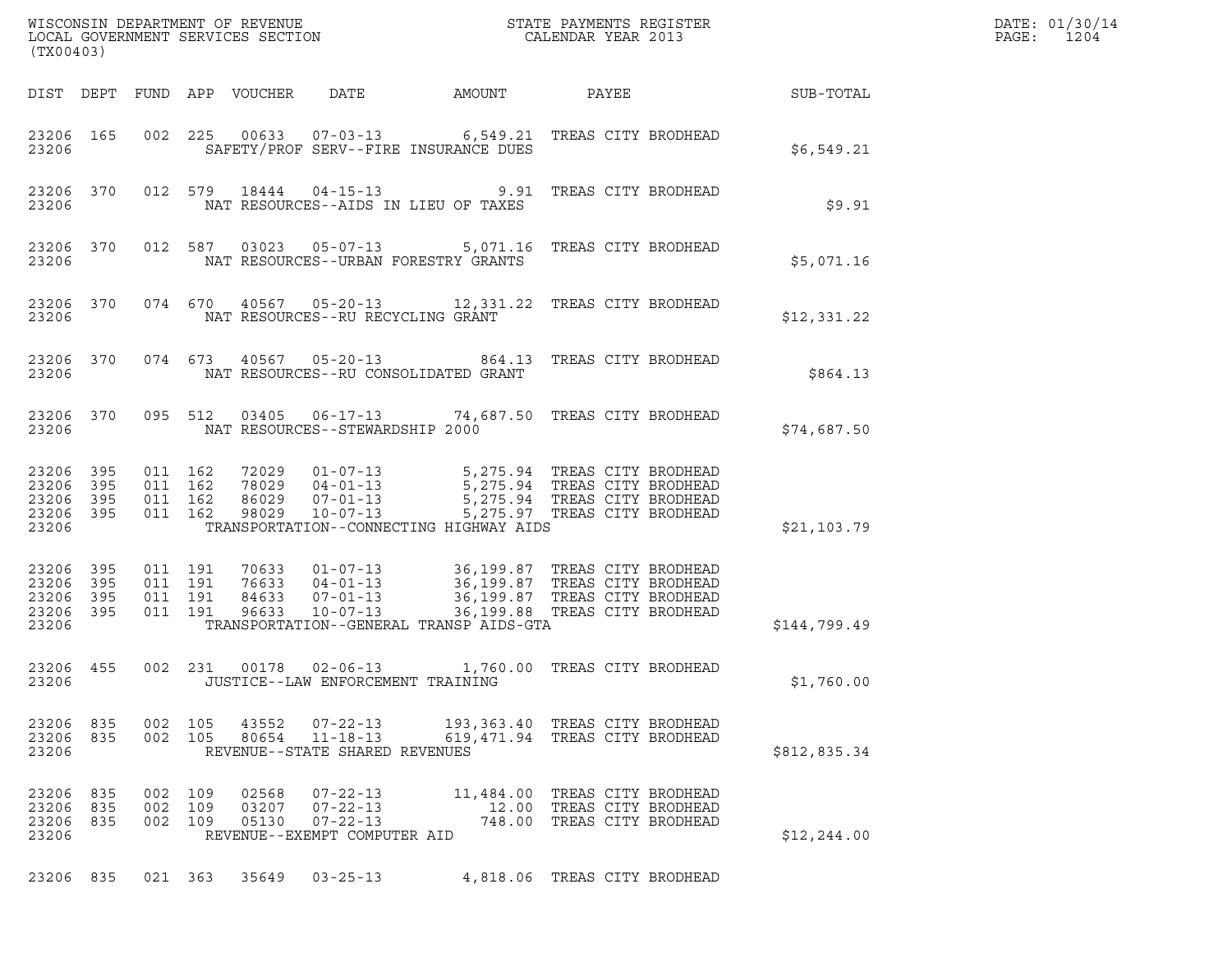WISCONSIN DEPARTMENT OF REVENUE
LOCAL GOVERNMENT SERVICES SECTION
(TX00403)

STATE PAYMENTS REGISTER
CALENDAR YEAR 2013

DATE: 01/30/14
PAGE: 1204

| DIST | DEPT | FUND | APP | VOUCHER | DATE | AMOUNT | PAYEE | SUB-TOTAL |
|---|---|---|---|---|---|---|---|---|
| 23206 | 165 | 002 | 225 | 00633 | 07-03-13 | 6,549.21 | TREAS CITY BRODHEAD | |
| 23206 | | | | | SAFETY/PROF SERV--FIRE INSURANCE DUES | | | $6,549.21 |
| 23206 | 370 | 012 | 579 | 18444 | 04-15-13 | 9.91 | TREAS CITY BRODHEAD | |
| 23206 | | | | | NAT RESOURCES--AIDS IN LIEU OF TAXES | | | $9.91 |
| 23206 | 370 | 012 | 587 | 03023 | 05-07-13 | 5,071.16 | TREAS CITY BRODHEAD | |
| 23206 | | | | | NAT RESOURCES--URBAN FORESTRY GRANTS | | | $5,071.16 |
| 23206 | 370 | 074 | 670 | 40567 | 05-20-13 | 12,331.22 | TREAS CITY BRODHEAD | |
| 23206 | | | | | NAT RESOURCES--RU RECYCLING GRANT | | | $12,331.22 |
| 23206 | 370 | 074 | 673 | 40567 | 05-20-13 | 864.13 | TREAS CITY BRODHEAD | |
| 23206 | | | | | NAT RESOURCES--RU CONSOLIDATED GRANT | | | $864.13 |
| 23206 | 370 | 095 | 512 | 03405 | 06-17-13 | 74,687.50 | TREAS CITY BRODHEAD | |
| 23206 | | | | | NAT RESOURCES--STEWARDSHIP 2000 | | | $74,687.50 |
| 23206 | 395 | 011 | 162 | 72029 | 01-07-13 | 5,275.94 | TREAS CITY BRODHEAD | |
| 23206 | 395 | 011 | 162 | 78029 | 04-01-13 | 5,275.94 | TREAS CITY BRODHEAD | |
| 23206 | 395 | 011 | 162 | 86029 | 07-01-13 | 5,275.94 | TREAS CITY BRODHEAD | |
| 23206 | 395 | 011 | 162 | 98029 | 10-07-13 | 5,275.97 | TREAS CITY BRODHEAD | |
| 23206 | | | | | TRANSPORTATION--CONNECTING HIGHWAY AIDS | | | $21,103.79 |
| 23206 | 395 | 011 | 191 | 70633 | 01-07-13 | 36,199.87 | TREAS CITY BRODHEAD | |
| 23206 | 395 | 011 | 191 | 76633 | 04-01-13 | 36,199.87 | TREAS CITY BRODHEAD | |
| 23206 | 395 | 011 | 191 | 84633 | 07-01-13 | 36,199.87 | TREAS CITY BRODHEAD | |
| 23206 | 395 | 011 | 191 | 96633 | 10-07-13 | 36,199.88 | TREAS CITY BRODHEAD | |
| 23206 | | | | | TRANSPORTATION--GENERAL TRANSP AIDS-GTA | | | $144,799.49 |
| 23206 | 455 | 002 | 231 | 00178 | 02-06-13 | 1,760.00 | TREAS CITY BRODHEAD | |
| 23206 | | | | | JUSTICE--LAW ENFORCEMENT TRAINING | | | $1,760.00 |
| 23206 | 835 | 002 | 105 | 43552 | 07-22-13 | 193,363.40 | TREAS CITY BRODHEAD | |
| 23206 | 835 | 002 | 105 | 80654 | 11-18-13 | 619,471.94 | TREAS CITY BRODHEAD | |
| 23206 | | | | | REVENUE--STATE SHARED REVENUES | | | $812,835.34 |
| 23206 | 835 | 002 | 109 | 02568 | 07-22-13 | 11,484.00 | TREAS CITY BRODHEAD | |
| 23206 | 835 | 002 | 109 | 03207 | 07-22-13 | 12.00 | TREAS CITY BRODHEAD | |
| 23206 | 835 | 002 | 109 | 05130 | 07-22-13 | 748.00 | TREAS CITY BRODHEAD | |
| 23206 | | | | | REVENUE--EXEMPT COMPUTER AID | | | $12,244.00 |
| 23206 | 835 | 021 | 363 | 35649 | 03-25-13 | 4,818.06 | TREAS CITY BRODHEAD | |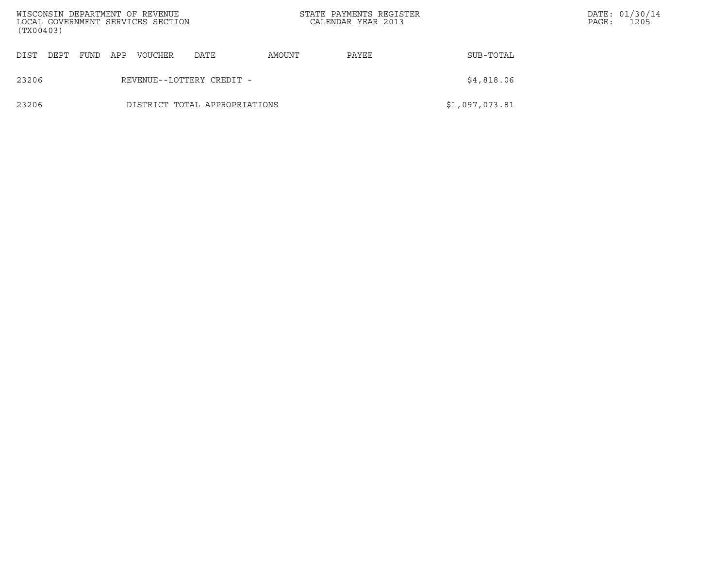| DIST | DEPT | FUND | APP | VOUCHER | DATE | AMOUNT | PAYEE | SUB-TOTAL |
|---|---|---|---|---|---|---|---|---|
| 23206 | | | REVENUE--LOTTERY CREDIT - | | | | | $4,818.06 |
| 23206 | | | DISTRICT TOTAL APPROPRIATIONS | | | | | $1,097,073.81 |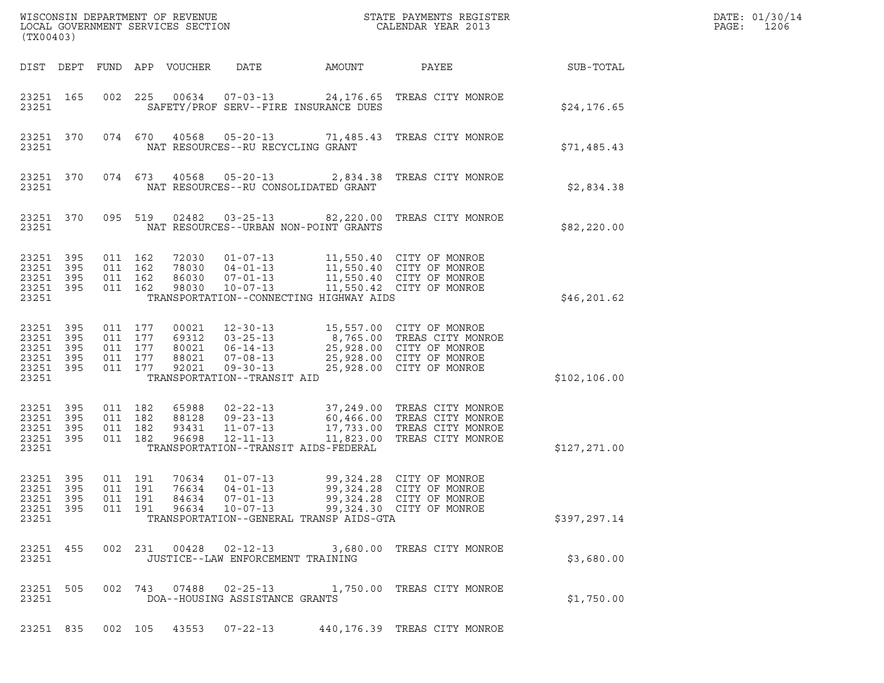WISCONSIN DEPARTMENT OF REVENUE
LOCAL GOVERNMENT SERVICES SECTION
(TX00403)

STATE PAYMENTS REGISTER
CALENDAR YEAR 2013

DATE: 01/30/14
PAGE: 1206

| DIST | DEPT | FUND | APP | VOUCHER | DATE | AMOUNT | PAYEE | SUB-TOTAL |
|---|---|---|---|---|---|---|---|---|
| 23251 | 165 | 002 | 225 | 00634 | 07-03-13 | 24,176.65 | TREAS CITY MONROE | |
| 23251 | | | | SAFETY/PROF SERV--FIRE INSURANCE DUES | | | | $24,176.65 |
| 23251 | 370 | 074 | 670 | 40568 | 05-20-13 | 71,485.43 | TREAS CITY MONROE | |
| 23251 | | | | NAT RESOURCES--RU RECYCLING GRANT | | | | $71,485.43 |
| 23251 | 370 | 074 | 673 | 40568 | 05-20-13 | 2,834.38 | TREAS CITY MONROE | |
| 23251 | | | | NAT RESOURCES--RU CONSOLIDATED GRANT | | | | $2,834.38 |
| 23251 | 370 | 095 | 519 | 02482 | 03-25-13 | 82,220.00 | TREAS CITY MONROE | |
| 23251 | | | | NAT RESOURCES--URBAN NON-POINT GRANTS | | | | $82,220.00 |
| 23251 | 395 | 011 | 162 | 72030 | 01-07-13 | 11,550.40 | CITY OF MONROE | |
| 23251 | 395 | 011 | 162 | 78030 | 04-01-13 | 11,550.40 | CITY OF MONROE | |
| 23251 | 395 | 011 | 162 | 86030 | 07-01-13 | 11,550.40 | CITY OF MONROE | |
| 23251 | 395 | 011 | 162 | 98030 | 10-07-13 | 11,550.42 | CITY OF MONROE | |
| 23251 | | | | TRANSPORTATION--CONNECTING HIGHWAY AIDS | | | | $46,201.62 |
| 23251 | 395 | 011 | 177 | 00021 | 12-30-13 | 15,557.00 | CITY OF MONROE | |
| 23251 | 395 | 011 | 177 | 69312 | 03-25-13 | 8,765.00 | TREAS CITY MONROE | |
| 23251 | 395 | 011 | 177 | 80021 | 06-14-13 | 25,928.00 | CITY OF MONROE | |
| 23251 | 395 | 011 | 177 | 88021 | 07-08-13 | 25,928.00 | CITY OF MONROE | |
| 23251 | 395 | 011 | 177 | 92021 | 09-30-13 | 25,928.00 | CITY OF MONROE | |
| 23251 | | | | TRANSPORTATION--TRANSIT AID | | | | $102,106.00 |
| 23251 | 395 | 011 | 182 | 65988 | 02-22-13 | 37,249.00 | TREAS CITY MONROE | |
| 23251 | 395 | 011 | 182 | 88128 | 09-23-13 | 60,466.00 | TREAS CITY MONROE | |
| 23251 | 395 | 011 | 182 | 93431 | 11-07-13 | 17,733.00 | TREAS CITY MONROE | |
| 23251 | 395 | 011 | 182 | 96698 | 12-11-13 | 11,823.00 | TREAS CITY MONROE | |
| 23251 | | | | TRANSPORTATION--TRANSIT AIDS-FEDERAL | | | | $127,271.00 |
| 23251 | 395 | 011 | 191 | 70634 | 01-07-13 | 99,324.28 | CITY OF MONROE | |
| 23251 | 395 | 011 | 191 | 76634 | 04-01-13 | 99,324.28 | CITY OF MONROE | |
| 23251 | 395 | 011 | 191 | 84634 | 07-01-13 | 99,324.28 | CITY OF MONROE | |
| 23251 | 395 | 011 | 191 | 96634 | 10-07-13 | 99,324.30 | CITY OF MONROE | |
| 23251 | | | | TRANSPORTATION--GENERAL TRANSP AIDS-GTA | | | | $397,297.14 |
| 23251 | 455 | 002 | 231 | 00428 | 02-12-13 | 3,680.00 | TREAS CITY MONROE | |
| 23251 | | | | JUSTICE--LAW ENFORCEMENT TRAINING | | | | $3,680.00 |
| 23251 | 505 | 002 | 743 | 07488 | 02-25-13 | 1,750.00 | TREAS CITY MONROE | |
| 23251 | | | | DOA--HOUSING ASSISTANCE GRANTS | | | | $1,750.00 |
| 23251 | 835 | 002 | 105 | 43553 | 07-22-13 | 440,176.39 | TREAS CITY MONROE | |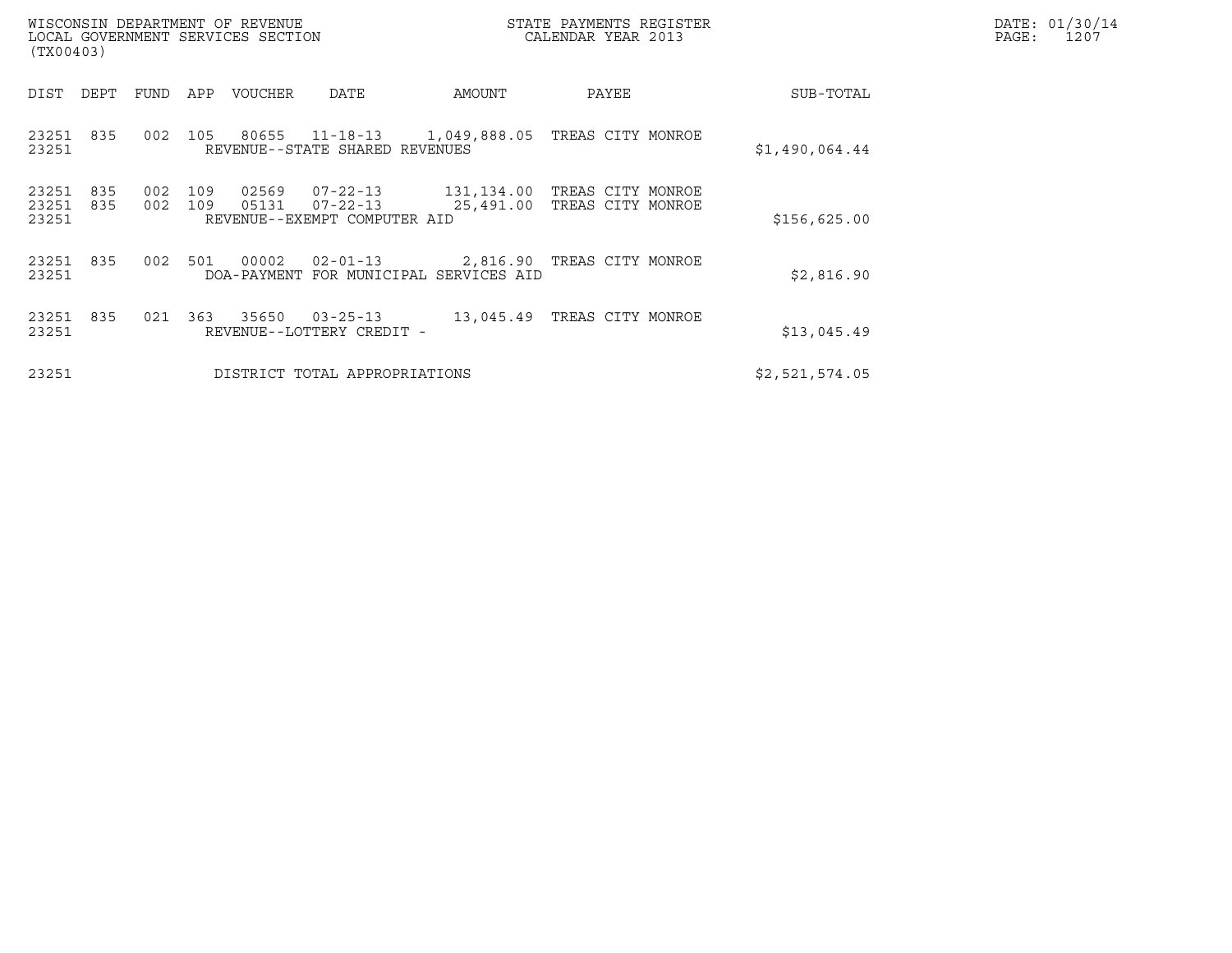WISCONSIN DEPARTMENT OF REVENUE
LOCAL GOVERNMENT SERVICES SECTION
(TX00403)

STATE PAYMENTS REGISTER
CALENDAR YEAR 2013

DATE: 01/30/14

| DIST | DEPT | FUND | APP | VOUCHER | DATE | AMOUNT | PAYEE | SUB-TOTAL |
|---|---|---|---|---|---|---|---|---|
| 23251 | 835 | 002 | 105 | 80655 | 11-18-13 | 1,049,888.05 | TREAS CITY MONROE | |
| 23251 | | | | REVENUE--STATE SHARED REVENUES | | | | $1,490,064.44 |
| 23251 | 835 | 002 | 109 | 02569 | 07-22-13 | 131,134.00 | TREAS CITY MONROE | |
| 23251 | 835 | 002 | 109 | 05131 | 07-22-13 | 25,491.00 | TREAS CITY MONROE | |
| 23251 | | | | REVENUE--EXEMPT COMPUTER AID | | | | $156,625.00 |
| 23251 | 835 | 002 | 501 | 00002 | 02-01-13 | 2,816.90 | TREAS CITY MONROE | |
| 23251 | | | | DOA-PAYMENT FOR MUNICIPAL SERVICES AID | | | | $2,816.90 |
| 23251 | 835 | 021 | 363 | 35650 | 03-25-13 | 13,045.49 | TREAS CITY MONROE | |
| 23251 | | | | REVENUE--LOTTERY CREDIT - | | | | $13,045.49 |
| 23251 | | | | DISTRICT TOTAL APPROPRIATIONS | | | | $2,521,574.05 |